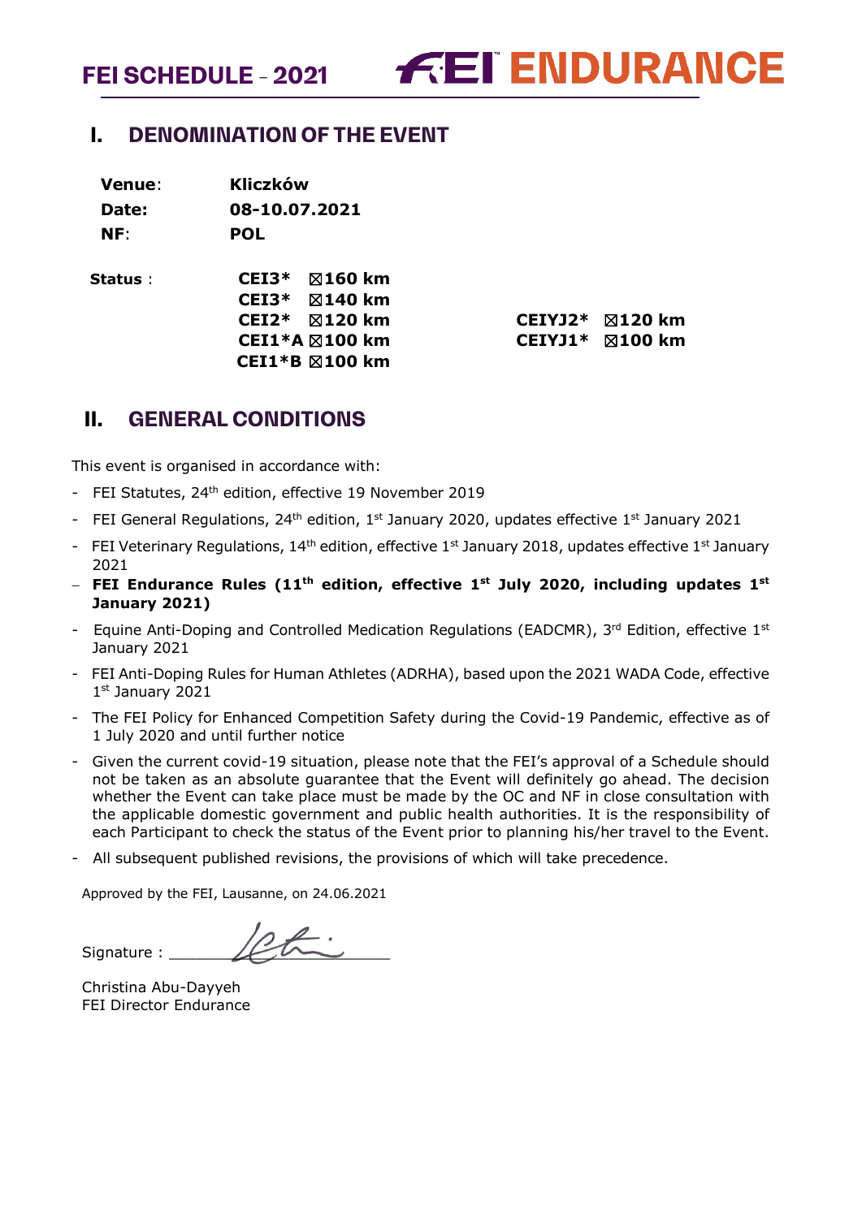# FEI SCHEDULE - 2021 FEI ENDURANCE

## I. DENOMINATION OF THE EVENT

**Venue**: **Kliczków**
**Date:** **08-10.07.2021**
**NF**: **POL**

**Status** :

| | | | |
|---|---|---|---|
| **CEI3*** | ☒**160 km** | | |
| **CEI3*** | ☒**140 km** | | |
| **CEI2*** | ☒**120 km** | **CEIYJ2*** | ☒**120 km** |
| **CEI1*A** | ☒**100 km** | **CEIYJ1*** | ☒**100 km** |
| **CEI1*B** | ☒**100 km** | | |

## II. GENERAL CONDITIONS

This event is organised in accordance with:

- FEI Statutes, 24th edition, effective 19 November 2019
- FEI General Regulations, 24th edition, 1st January 2020, updates effective 1st January 2021
- FEI Veterinary Regulations, 14th edition, effective 1st January 2018, updates effective 1st January 2021
- **FEI Endurance Rules (11th edition, effective 1st July 2020, including updates 1st January 2021)**
- Equine Anti-Doping and Controlled Medication Regulations (EADCMR), 3rd Edition, effective 1st January 2021
- FEI Anti-Doping Rules for Human Athletes (ADRHA), based upon the 2021 WADA Code, effective 1st January 2021
- The FEI Policy for Enhanced Competition Safety during the Covid-19 Pandemic, effective as of 1 July 2020 and until further notice
- Given the current covid-19 situation, please note that the FEI's approval of a Schedule should not be taken as an absolute guarantee that the Event will definitely go ahead. The decision whether the Event can take place must be made by the OC and NF in close consultation with the applicable domestic government and public health authorities. It is the responsibility of each Participant to check the status of the Event prior to planning his/her travel to the Event.
- All subsequent published revisions, the provisions of which will take precedence.

Approved by the FEI, Lausanne, on 24.06.2021

Signature : ____________

Christina Abu-Dayyeh
FEI Director Endurance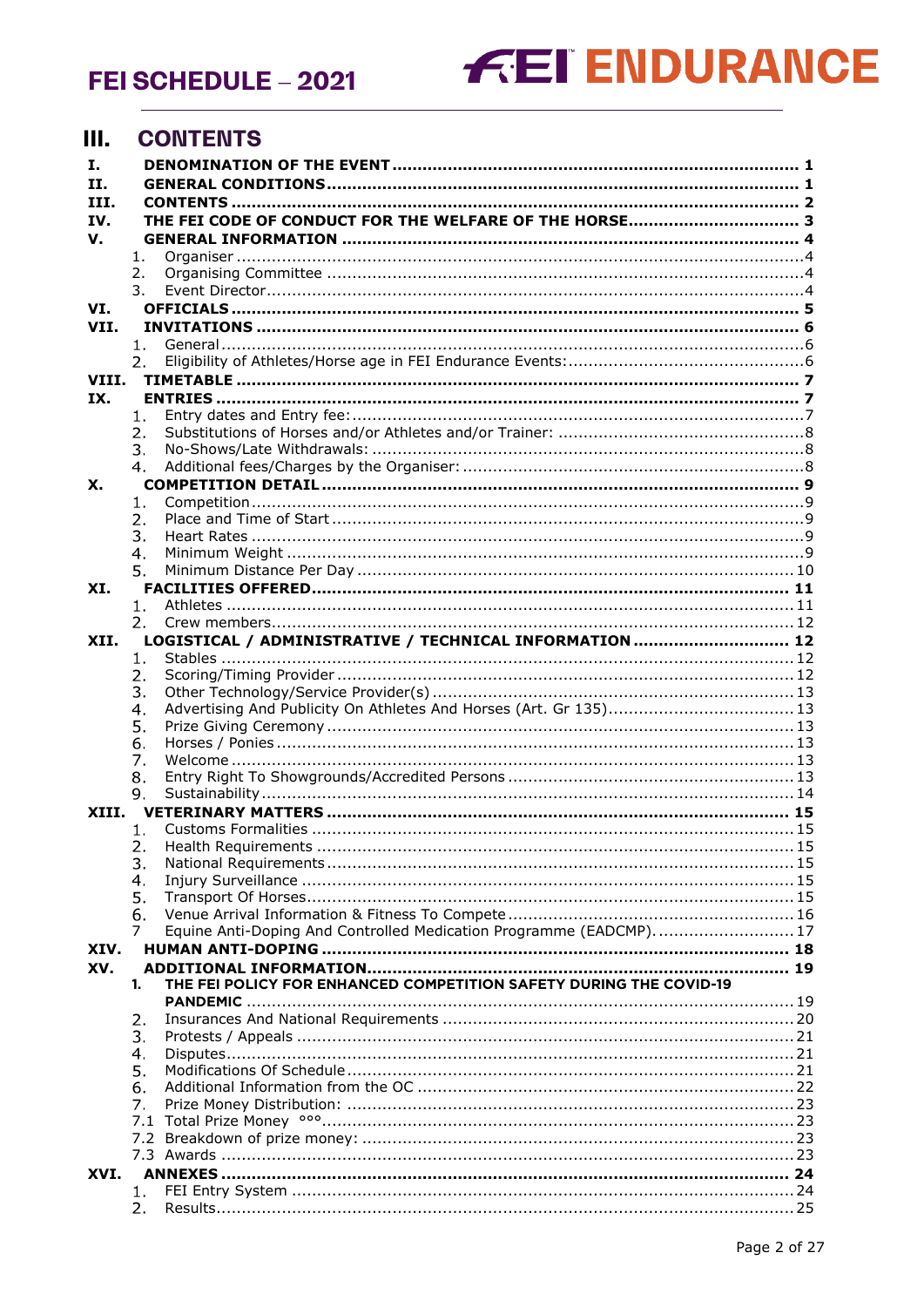# III. CONTENTS

**I. DENOMINATION OF THE EVENT ........ 1**
**II. GENERAL CONDITIONS ........ 1**
**III. CONTENTS ........ 2**
**IV. THE FEI CODE OF CONDUCT FOR THE WELFARE OF THE HORSE ........ 3**
**V. GENERAL INFORMATION ........ 4**
1. Organiser ........ 4
2. Organising Committee ........ 4
3. Event Director ........ 4

**VI. OFFICIALS ........ 5**
**VII. INVITATIONS ........ 6**
1. General ........ 6
2. Eligibility of Athletes/Horse age in FEI Endurance Events: ........ 6

**VIII. TIMETABLE ........ 7**
**IX. ENTRIES ........ 7**
1. Entry dates and Entry fee: ........ 7
2. Substitutions of Horses and/or Athletes and/or Trainer: ........ 8
3. No-Shows/Late Withdrawals: ........ 8
4. Additional fees/Charges by the Organiser: ........ 8

**X. COMPETITION DETAIL ........ 9**
1. Competition ........ 9
2. Place and Time of Start ........ 9
3. Heart Rates ........ 9
4. Minimum Weight ........ 9
5. Minimum Distance Per Day ........ 10

**XI. FACILITIES OFFERED ........ 11**
1. Athletes ........ 11
2. Crew members ........ 12

**XII. LOGISTICAL / ADMINISTRATIVE / TECHNICAL INFORMATION ........ 12**
1. Stables ........ 12
2. Scoring/Timing Provider ........ 12
3. Other Technology/Service Provider(s) ........ 13
4. Advertising And Publicity On Athletes And Horses (Art. Gr 135) ........ 13
5. Prize Giving Ceremony ........ 13
6. Horses / Ponies ........ 13
7. Welcome ........ 13
8. Entry Right To Showgrounds/Accredited Persons ........ 13
9. Sustainability ........ 14

**XIII. VETERINARY MATTERS ........ 15**
1. Customs Formalities ........ 15
2. Health Requirements ........ 15
3. National Requirements ........ 15
4. Injury Surveillance ........ 15
5. Transport Of Horses ........ 15
6. Venue Arrival Information & Fitness To Compete ........ 16
7. Equine Anti-Doping And Controlled Medication Programme (EADCMP) ........ 17

**XIV. HUMAN ANTI-DOPING ........ 18**
**XV. ADDITIONAL INFORMATION ........ 19**
1. **THE FEI POLICY FOR ENHANCED COMPETITION SAFETY DURING THE COVID-19 PANDEMIC** ........ 19
2. Insurances And National Requirements ........ 20
3. Protests / Appeals ........ 21
4. Disputes ........ 21
5. Modifications Of Schedule ........ 21
6. Additional Information from the OC ........ 22
7. Prize Money Distribution: ........ 23

7.1 Total Prize Money °°° ........ 23
7.2 Breakdown of prize money: ........ 23
7.3 Awards ........ 23

**XVI. ANNEXES ........ 24**
1. FEI Entry System ........ 24
2. Results ........ 25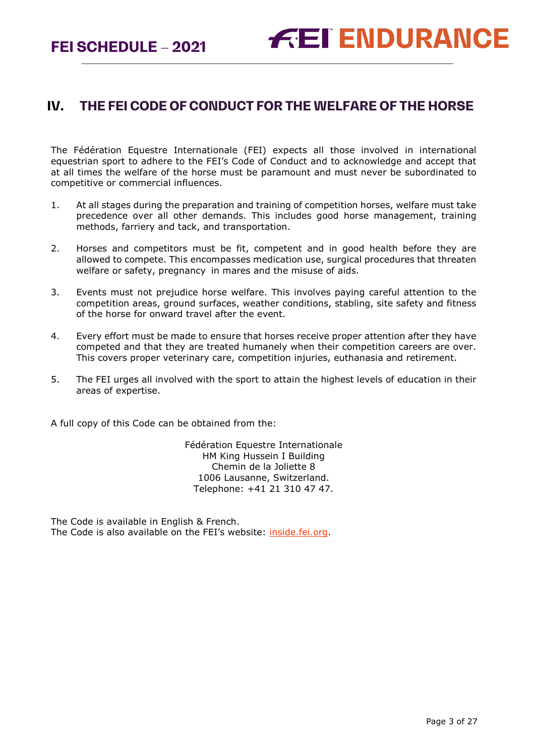# IV. THE FEI CODE OF CONDUCT FOR THE WELFARE OF THE HORSE

The Fédération Equestre Internationale (FEI) expects all those involved in international equestrian sport to adhere to the FEI's Code of Conduct and to acknowledge and accept that at all times the welfare of the horse must be paramount and must never be subordinated to competitive or commercial influences.

1. At all stages during the preparation and training of competition horses, welfare must take precedence over all other demands. This includes good horse management, training methods, farriery and tack, and transportation.

2. Horses and competitors must be fit, competent and in good health before they are allowed to compete. This encompasses medication use, surgical procedures that threaten welfare or safety, pregnancy in mares and the misuse of aids.

3. Events must not prejudice horse welfare. This involves paying careful attention to the competition areas, ground surfaces, weather conditions, stabling, site safety and fitness of the horse for onward travel after the event.

4. Every effort must be made to ensure that horses receive proper attention after they have competed and that they are treated humanely when their competition careers are over. This covers proper veterinary care, competition injuries, euthanasia and retirement.

5. The FEI urges all involved with the sport to attain the highest levels of education in their areas of expertise.

A full copy of this Code can be obtained from the:

Fédération Equestre Internationale
HM King Hussein I Building
Chemin de la Joliette 8
1006 Lausanne, Switzerland.
Telephone: +41 21 310 47 47.

The Code is available in English & French.
The Code is also available on the FEI's website: inside.fei.org.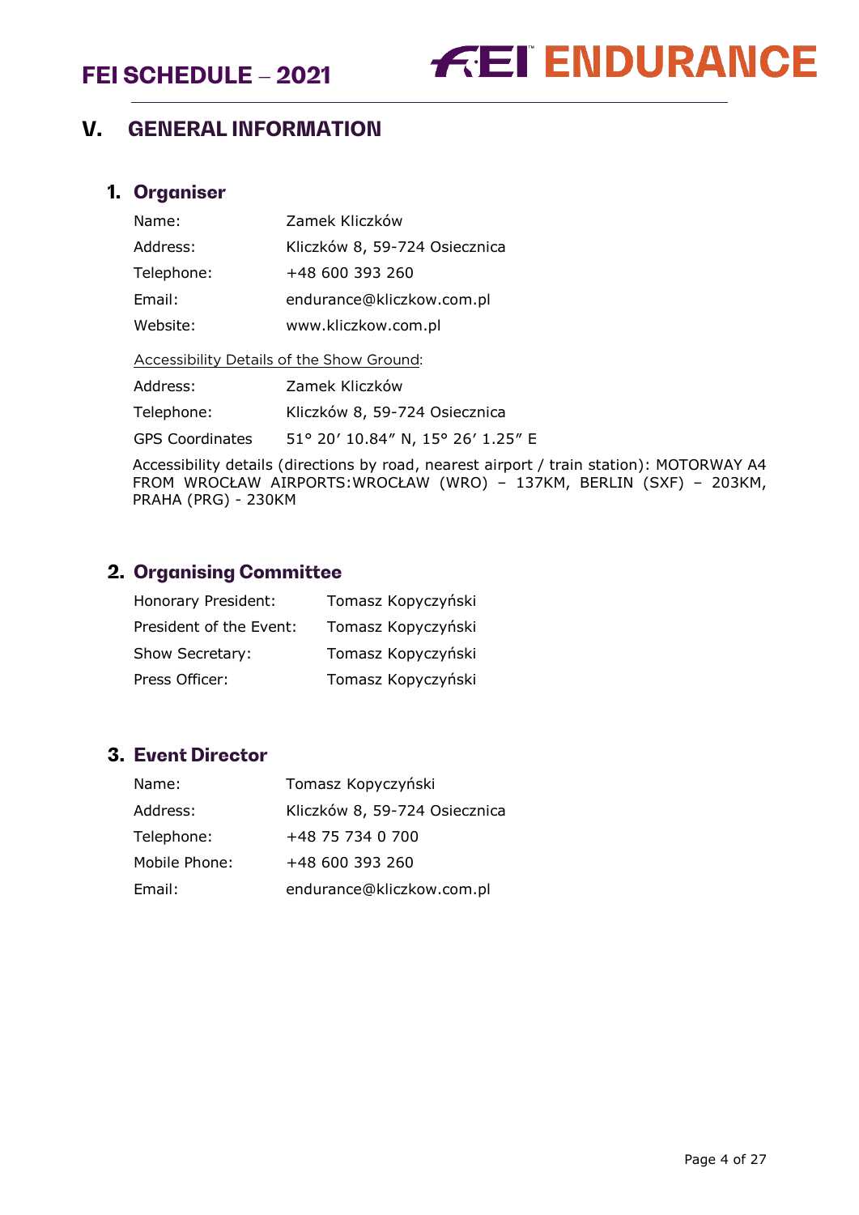# V. GENERAL INFORMATION

## 1. Organiser

| | |
|---|---|
| Name: | Zamek Kliczków |
| Address: | Kliczków 8, 59-724 Osiecznica |
| Telephone: | +48 600 393 260 |
| Email: | endurance@kliczkow.com.pl |
| Website: | www.kliczkow.com.pl |

Accessibility Details of the Show Ground:

| | |
|---|---|
| Address: | Zamek Kliczków |
| Telephone: | Kliczków 8, 59-724 Osiecznica |
| GPS Coordinates | 51° 20′ 10.84″ N, 15° 26′ 1.25″ E |

Accessibility details (directions by road, nearest airport / train station): MOTORWAY A4 FROM WROCŁAW AIRPORTS:WROCŁAW (WRO) – 137KM, BERLIN (SXF) – 203KM, PRAHA (PRG) - 230KM

## 2. Organising Committee

| | |
|---|---|
| Honorary President: | Tomasz Kopyczyński |
| President of the Event: | Tomasz Kopyczyński |
| Show Secretary: | Tomasz Kopyczyński |
| Press Officer: | Tomasz Kopyczyński |

## 3. Event Director

| | |
|---|---|
| Name: | Tomasz Kopyczyński |
| Address: | Kliczków 8, 59-724 Osiecznica |
| Telephone: | +48 75 734 0 700 |
| Mobile Phone: | +48 600 393 260 |
| Email: | endurance@kliczkow.com.pl |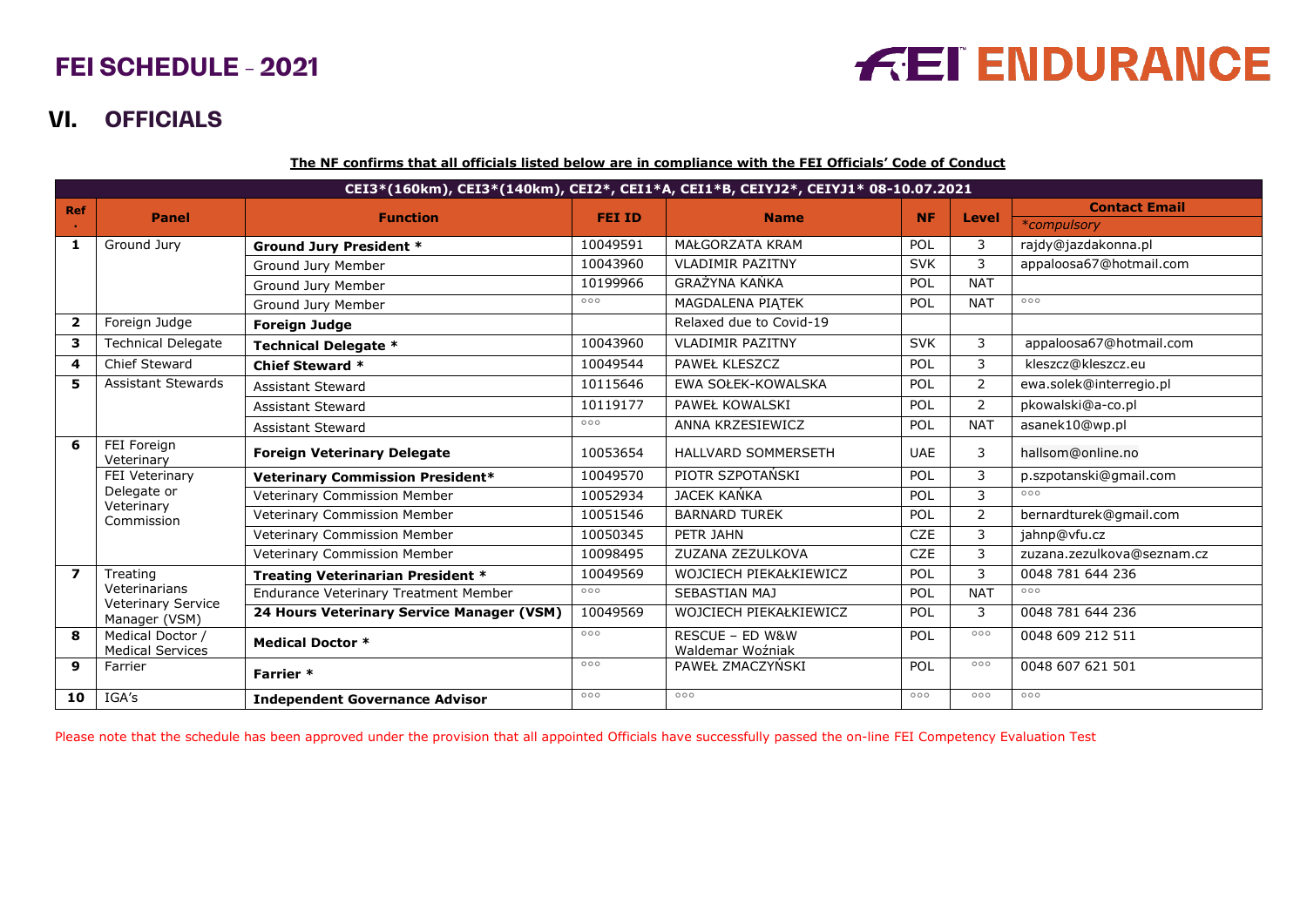# FEI SCHEDULE – 2021

# FEI ENDURANCE

## VI. OFFICIALS

**The NF confirms that all officials listed below are in compliance with the FEI Officials' Code of Conduct**

| CEI3*(160km), CEI3*(140km), CEI2*, CEI1*A, CEI1*B, CEIYJ2*, CEIYJ1* 08-10.07.2021 | | | | | | | |
|---|---|---|---|---|---|---|---|
| **Ref.** | **Panel** | **Function** | **FEI ID** | **Name** | **NF** | **Level** | **Contact Email** *\*compulsory* |
| **1** | Ground Jury | **Ground Jury President \*** | 10049591 | MAŁGORZATA KRAM | POL | 3 | rajdy@jazdakonna.pl |
| | | Ground Jury Member | 10043960 | VLADIMIR PAZITNY | SVK | 3 | appaloosa67@hotmail.com |
| | | Ground Jury Member | 10199966 | GRAŻYNA KAŃKA | POL | NAT | |
| | | Ground Jury Member | ººº | MAGDALENA PIĄTEK | POL | NAT | ººº |
| **2** | Foreign Judge | **Foreign Judge** | | Relaxed due to Covid-19 | | | |
| **3** | Technical Delegate | **Technical Delegate \*** | 10043960 | VLADIMIR PAZITNY | SVK | 3 | appaloosa67@hotmail.com |
| **4** | Chief Steward | **Chief Steward \*** | 10049544 | PAWEŁ KLESZCZ | POL | 3 | kleszcz@kleszcz.eu |
| **5** | Assistant Stewards | Assistant Steward | 10115646 | EWA SOŁEK-KOWALSKA | POL | 2 | ewa.solek@interregio.pl |
| | | Assistant Steward | 10119177 | PAWEŁ KOWALSKI | POL | 2 | pkowalski@a-co.pl |
| | | Assistant Steward | ººº | ANNA KRZESIEWICZ | POL | NAT | asanek10@wp.pl |
| **6** | FEI Foreign Veterinary | **Foreign Veterinary Delegate** | 10053654 | HALLVARD SOMMERSETH | UAE | 3 | hallsom@online.no |
| | FEI Veterinary Delegate or Veterinary Commission | **Veterinary Commission President\*** | 10049570 | PIOTR SZPOTAŃSKI | POL | 3 | p.szpotanski@gmail.com |
| | | Veterinary Commission Member | 10052934 | JACEK KAŃKA | POL | 3 | ººº |
| | | Veterinary Commission Member | 10051546 | BARNARD TUREK | POL | 2 | bernardturek@gmail.com |
| | | Veterinary Commission Member | 10050345 | PETR JAHN | CZE | 3 | jahnp@vfu.cz |
| | | Veterinary Commission Member | 10098495 | ZUZANA ZEZULKOVA | CZE | 3 | zuzana.zezulkova@seznam.cz |
| **7** | Treating Veterinarians Veterinary Service Manager (VSM) | **Treating Veterinarian President \*** | 10049569 | WOJCIECH PIEKAŁKIEWICZ | POL | 3 | 0048 781 644 236 |
| | | Endurance Veterinary Treatment Member | ººº | SEBASTIAN MAJ | POL | NAT | ººº |
| | | **24 Hours Veterinary Service Manager (VSM)** | 10049569 | WOJCIECH PIEKAŁKIEWICZ | POL | 3 | 0048 781 644 236 |
| **8** | Medical Doctor / Medical Services | **Medical Doctor \*** | ººº | RESCUE – ED W&W Waldemar Woźniak | POL | ººº | 0048 609 212 511 |
| **9** | Farrier | **Farrier \*** | ººº | PAWEŁ ZMACZYŃSKI | POL | ººº | 0048 607 621 501 |
| **10** | IGA's | **Independent Governance Advisor** | ººº | ººº | ººº | ººº | ººº |

Please note that the schedule has been approved under the provision that all appointed Officials have successfully passed the on-line FEI Competency Evaluation Test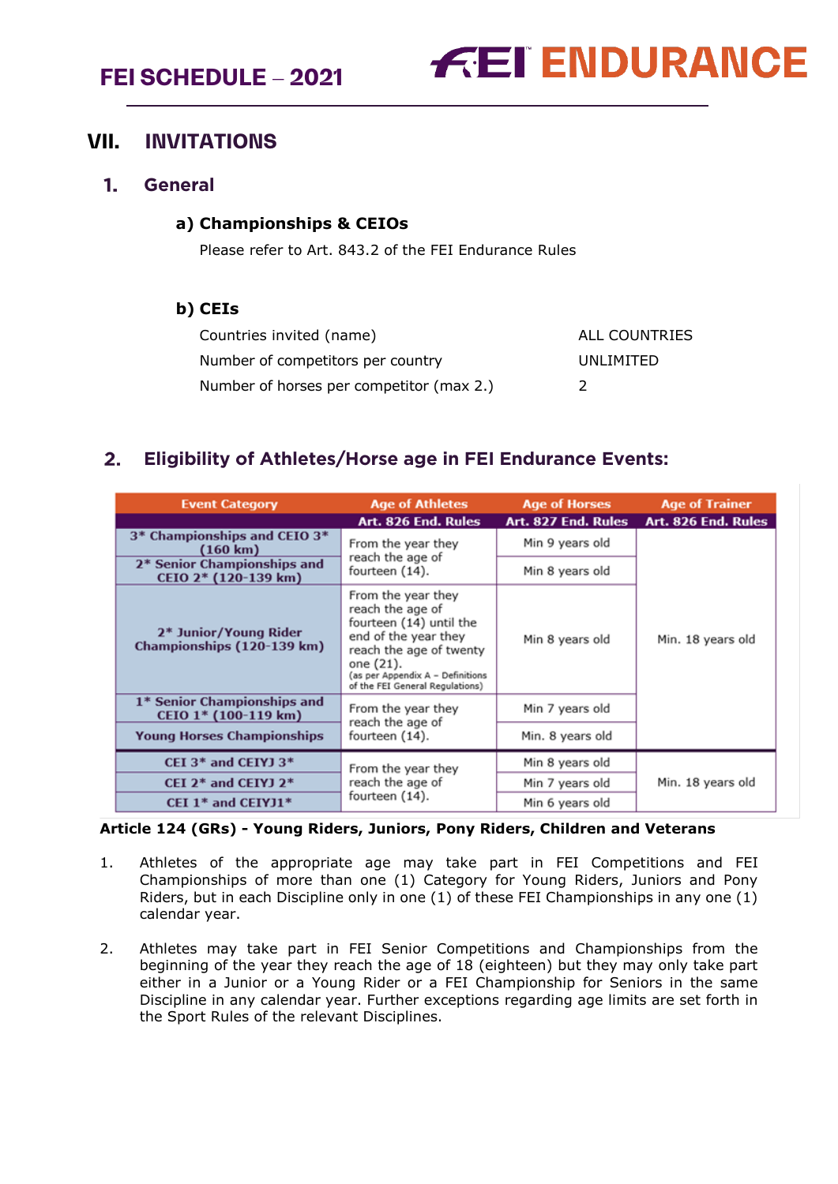## VII. INVITATIONS

### 1. General

#### a) Championships & CEIOs

Please refer to Art. 843.2 of the FEI Endurance Rules

#### b) CEIs

| | |
|---|---|
| Countries invited (name) | ALL COUNTRIES |
| Number of competitors per country | UNLIMITED |
| Number of horses per competitor (max 2.) | 2 |

### 2. Eligibility of Athletes/Horse age in FEI Endurance Events:

| Event Category | Age of Athletes | Age of Horses | Age of Trainer |
|---|---|---|---|
| | Art. 826 End. Rules | Art. 827 End. Rules | Art. 826 End. Rules |
| 3* Championships and CEIO 3* (160 km) | From the year they reach the age of fourteen (14). | Min 9 years old | Min. 18 years old |
| 2* Senior Championships and CEIO 2* (120-139 km) | From the year they reach the age of fourteen (14). | Min 8 years old | Min. 18 years old |
| 2* Junior/Young Rider Championships (120-139 km) | From the year they reach the age of fourteen (14) until the end of the year they reach the age of twenty one (21). (as per Appendix A – Definitions of the FEI General Regulations) | Min 8 years old | Min. 18 years old |
| 1* Senior Championships and CEIO 1* (100-119 km) | From the year they reach the age of fourteen (14). | Min 7 years old | Min. 18 years old |
| Young Horses Championships | From the year they reach the age of fourteen (14). | Min. 8 years old | Min. 18 years old |
| CEI 3* and CEIYJ 3* | From the year they reach the age of fourteen (14). | Min 8 years old | Min. 18 years old |
| CEI 2* and CEIYJ 2* | From the year they reach the age of fourteen (14). | Min 7 years old | Min. 18 years old |
| CEI 1* and CEIYJ1* | From the year they reach the age of fourteen (14). | Min 6 years old | Min. 18 years old |

**Article 124 (GRs) - Young Riders, Juniors, Pony Riders, Children and Veterans**

1. Athletes of the appropriate age may take part in FEI Competitions and FEI Championships of more than one (1) Category for Young Riders, Juniors and Pony Riders, but in each Discipline only in one (1) of these FEI Championships in any one (1) calendar year.

2. Athletes may take part in FEI Senior Competitions and Championships from the beginning of the year they reach the age of 18 (eighteen) but they may only take part either in a Junior or a Young Rider or a FEI Championship for Seniors in the same Discipline in any calendar year. Further exceptions regarding age limits are set forth in the Sport Rules of the relevant Disciplines.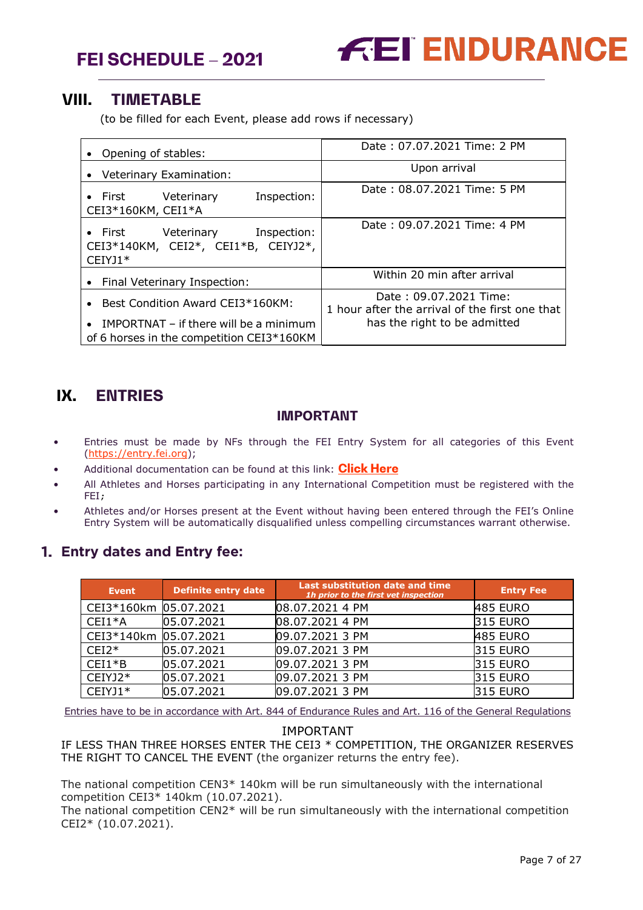## VIII. TIMETABLE

(to be filled for each Event, please add rows if necessary)

| | |
|---|---|
| • Opening of stables: | Date : 07.07.2021 Time: 2 PM |
| • Veterinary Examination: | Upon arrival |
| • First Veterinary Inspection: CEI3*160KM, CEI1*A | Date : 08.07.2021 Time: 5 PM |
| • First Veterinary Inspection: CEI3*140KM, CEI2*, CEI1*B, CEIYJ2*, CEIYJ1* | Date : 09.07.2021 Time: 4 PM |
| • Final Veterinary Inspection: | Within 20 min after arrival |
| • Best Condition Award CEI3*160KM: • IMPORTNAT – if there will be a minimum of 6 horses in the competition CEI3*160KM | Date : 09.07.2021 Time: 1 hour after the arrival of the first one that has the right to be admitted |

## IX. ENTRIES

### IMPORTANT

- Entries must be made by NFs through the FEI Entry System for all categories of this Event (https://entry.fei.org);
- Additional documentation can be found at this link: **Click Here**
- All Athletes and Horses participating in any International Competition must be registered with the FEI;
- Athletes and/or Horses present at the Event without having been entered through the FEI's Online Entry System will be automatically disqualified unless compelling circumstances warrant otherwise.

### 1. Entry dates and Entry fee:

| Event | Definite entry date | Last substitution date and time *1h prior to the first vet inspection* | Entry Fee |
|---|---|---|---|
| CEI3*160km | 05.07.2021 | 08.07.2021 4 PM | 485 EURO |
| CEI1*A | 05.07.2021 | 08.07.2021 4 PM | 315 EURO |
| CEI3*140km | 05.07.2021 | 09.07.2021 3 PM | 485 EURO |
| CEI2* | 05.07.2021 | 09.07.2021 3 PM | 315 EURO |
| CEI1*B | 05.07.2021 | 09.07.2021 3 PM | 315 EURO |
| CEIYJ2* | 05.07.2021 | 09.07.2021 3 PM | 315 EURO |
| CEIYJ1* | 05.07.2021 | 09.07.2021 3 PM | 315 EURO |

Entries have to be in accordance with Art. 844 of Endurance Rules and Art. 116 of the General Regulations

IMPORTANT

IF LESS THAN THREE HORSES ENTER THE CEI3 * COMPETITION, THE ORGANIZER RESERVES THE RIGHT TO CANCEL THE EVENT (the organizer returns the entry fee).

The national competition CEN3* 140km will be run simultaneously with the international competition CEI3* 140km (10.07.2021).
The national competition CEN2* will be run simultaneously with the international competition CEI2* (10.07.2021).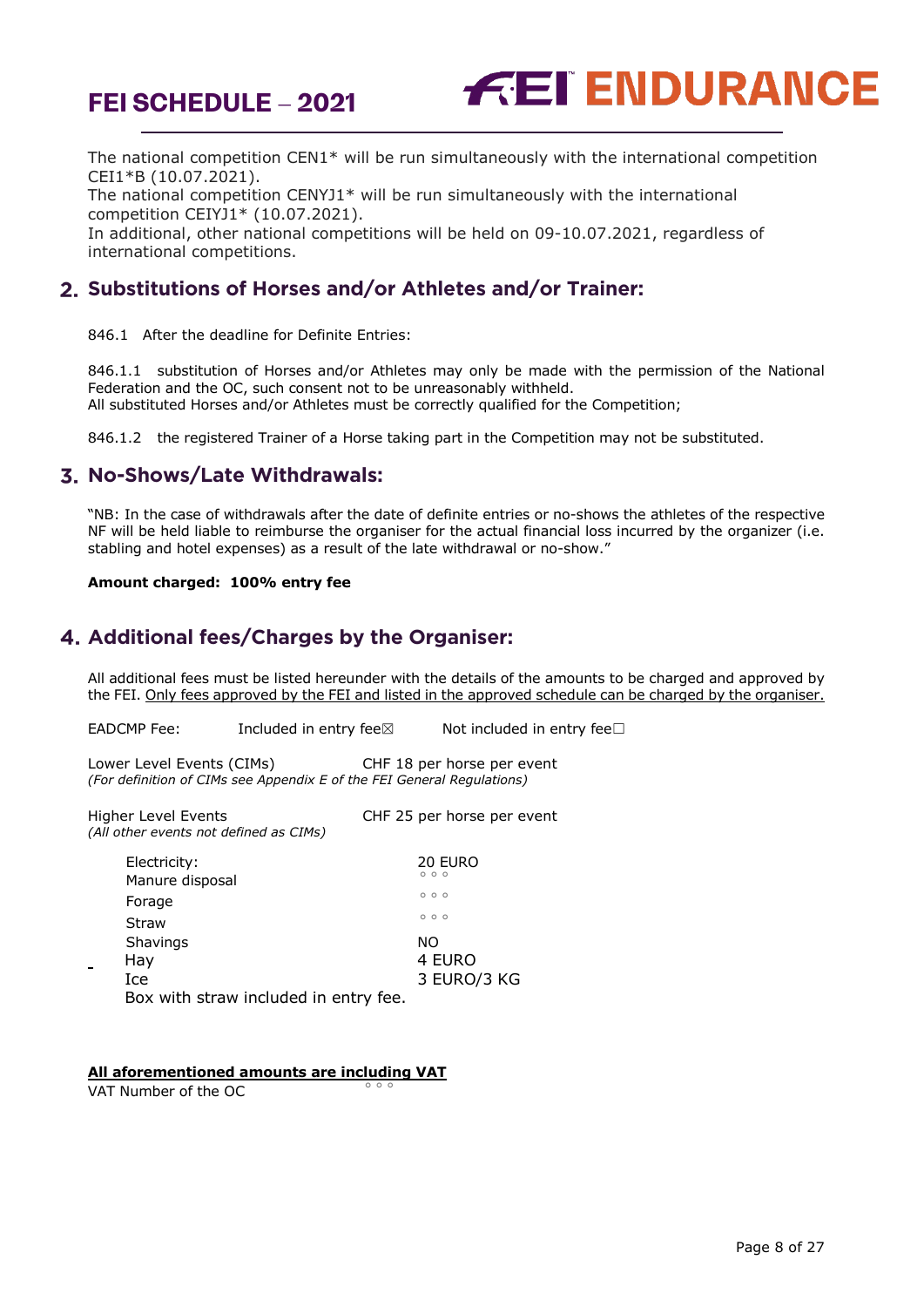The national competition CEN1* will be run simultaneously with the international competition CEI1*B (10.07.2021).
The national competition CENYJ1* will be run simultaneously with the international competition CEIYJ1* (10.07.2021).
In additional, other national competitions will be held on 09-10.07.2021, regardless of international competitions.

## 2. Substitutions of Horses and/or Athletes and/or Trainer:

846.1 After the deadline for Definite Entries:

846.1.1 substitution of Horses and/or Athletes may only be made with the permission of the National Federation and the OC, such consent not to be unreasonably withheld.
All substituted Horses and/or Athletes must be correctly qualified for the Competition;

846.1.2 the registered Trainer of a Horse taking part in the Competition may not be substituted.

## 3. No-Shows/Late Withdrawals:

"NB: In the case of withdrawals after the date of definite entries or no-shows the athletes of the respective NF will be held liable to reimburse the organiser for the actual financial loss incurred by the organizer (i.e. stabling and hotel expenses) as a result of the late withdrawal or no-show."

**Amount charged: 100% entry fee**

## 4. Additional fees/Charges by the Organiser:

All additional fees must be listed hereunder with the details of the amounts to be charged and approved by the FEI. <u>Only fees approved by the FEI and listed in the approved schedule can be charged by the organiser.</u>

EADCMP Fee: Included in entry fee☒ Not included in entry fee☐

Lower Level Events (CIMs) CHF 18 per horse per event
*(For definition of CIMs see Appendix E of the FEI General Regulations)*

Higher Level Events CHF 25 per horse per event
*(All other events not defined as CIMs)*

| | |
|---|---|
| Electricity: | 20 EURO |
| Manure disposal | ◦ ◦ ◦ |
| Forage | ◦ ◦ ◦ |
| Straw | ◦ ◦ ◦ |
| Shavings | NO |
| Hay | 4 EURO |
| Ice | 3 EURO/3 KG |

Box with straw included in entry fee.

**<u>All aforementioned amounts are including VAT</u>**
VAT Number of the OC ◦ ◦ ◦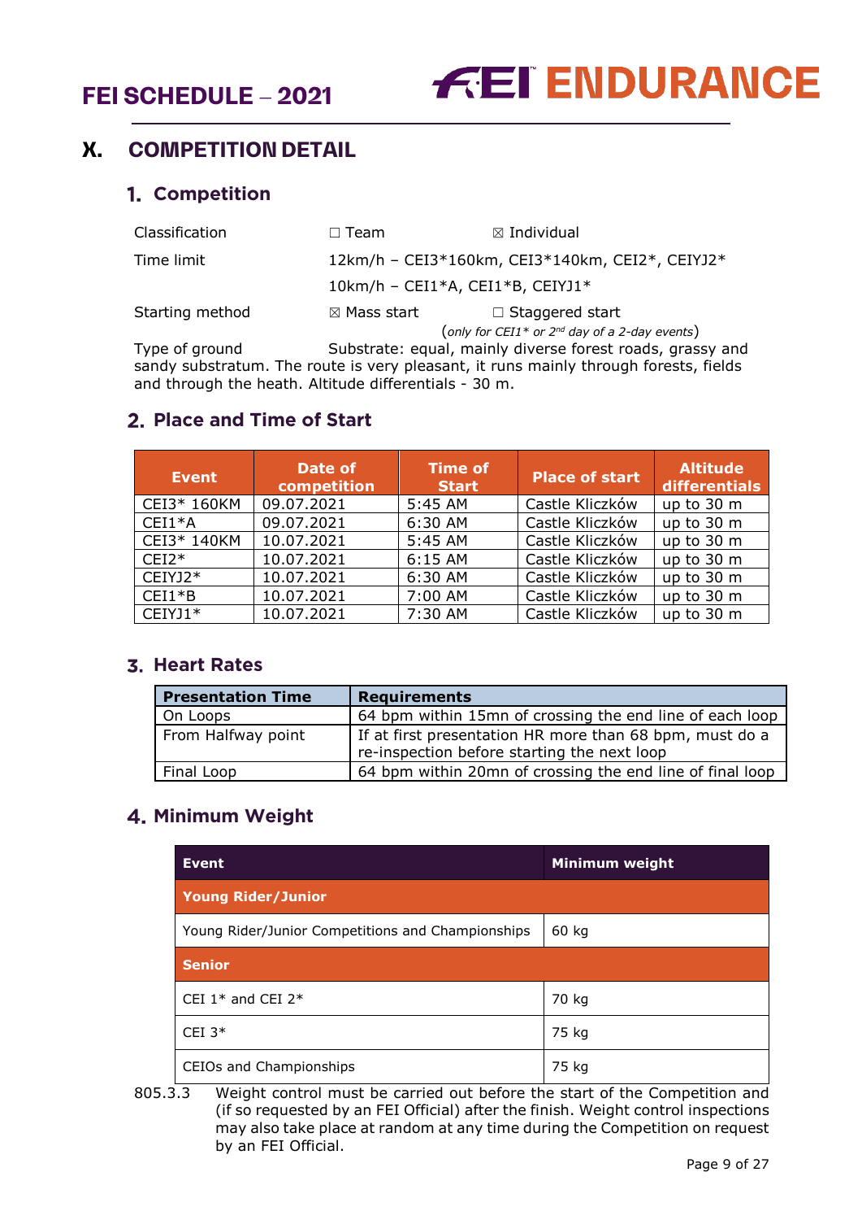# X. COMPETITION DETAIL

## 1. Competition

| | | |
|---|---|---|
| Classification | ☐ Team | ☒ Individual |
| Time limit | 12km/h – CEI3*160km, CEI3*140km, CEI2*, CEIYJ2* | |
| | 10km/h – CEI1*A, CEI1*B, CEIYJ1* | |
| Starting method | ☒ Mass start | ☐ Staggered start (*only for CEI1* or 2nd day of a 2-day events*) |

Type of ground Substrate: equal, mainly diverse forest roads, grassy and sandy substratum. The route is very pleasant, it runs mainly through forests, fields and through the heath. Altitude differentials - 30 m.

## 2. Place and Time of Start

| Event | Date of competition | Time of Start | Place of start | Altitude differentials |
|---|---|---|---|---|
| CEI3* 160KM | 09.07.2021 | 5:45 AM | Castle Kliczków | up to 30 m |
| CEI1*A | 09.07.2021 | 6:30 AM | Castle Kliczków | up to 30 m |
| CEI3* 140KM | 10.07.2021 | 5:45 AM | Castle Kliczków | up to 30 m |
| CEI2* | 10.07.2021 | 6:15 AM | Castle Kliczków | up to 30 m |
| CEIYJ2* | 10.07.2021 | 6:30 AM | Castle Kliczków | up to 30 m |
| CEI1*B | 10.07.2021 | 7:00 AM | Castle Kliczków | up to 30 m |
| CEIYJ1* | 10.07.2021 | 7:30 AM | Castle Kliczków | up to 30 m |

## 3. Heart Rates

| Presentation Time | Requirements |
|---|---|
| On Loops | 64 bpm within 15mn of crossing the end line of each loop |
| From Halfway point | If at first presentation HR more than 68 bpm, must do a re-inspection before starting the next loop |
| Final Loop | 64 bpm within 20mn of crossing the end line of final loop |

## 4. Minimum Weight

| Event | Minimum weight |
|---|---|
| **Young Rider/Junior** | |
| Young Rider/Junior Competitions and Championships | 60 kg |
| **Senior** | |
| CEI 1* and CEI 2* | 70 kg |
| CEI 3* | 75 kg |
| CEIOs and Championships | 75 kg |

805.3.3 Weight control must be carried out before the start of the Competition and (if so requested by an FEI Official) after the finish. Weight control inspections may also take place at random at any time during the Competition on request by an FEI Official.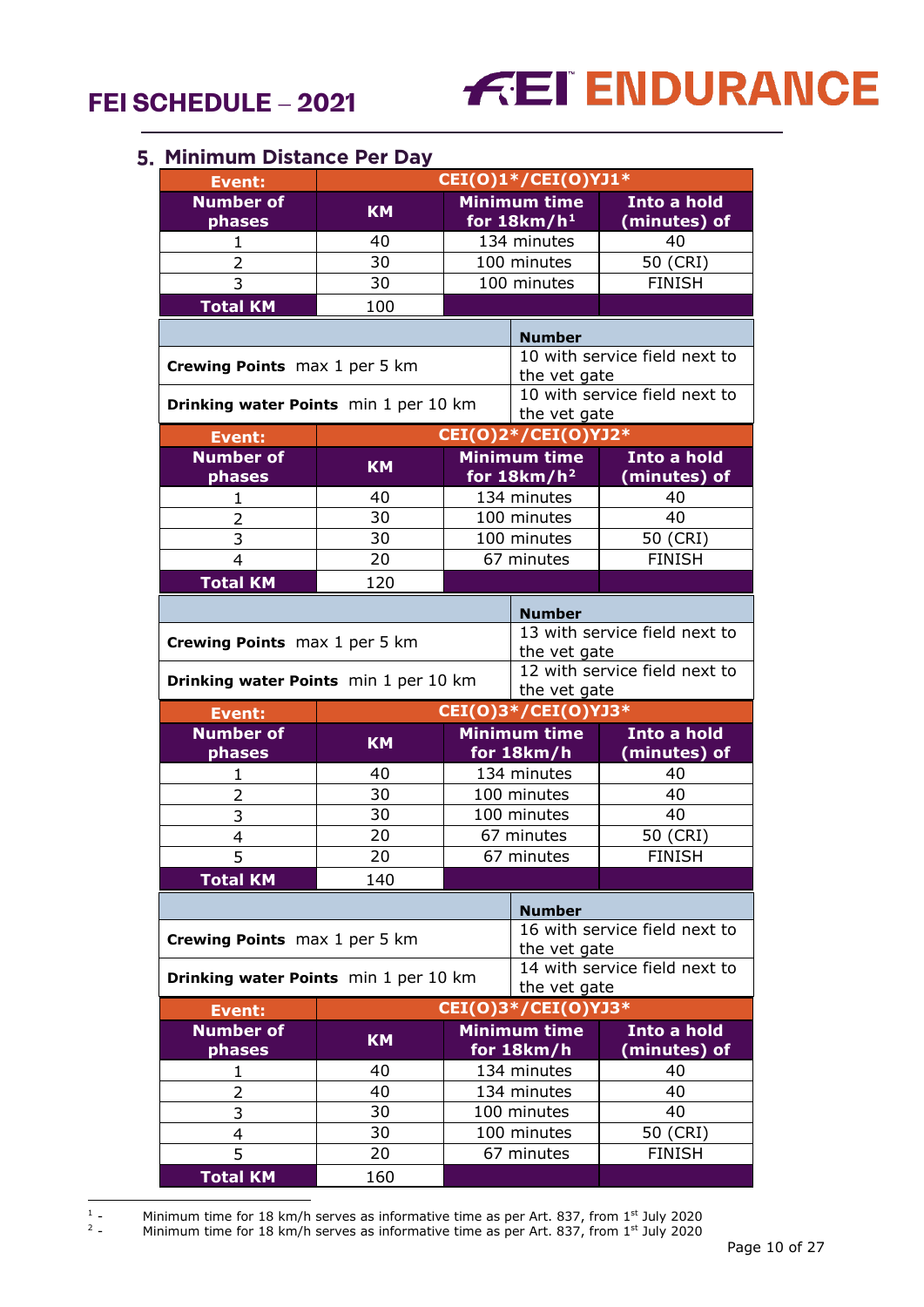## 5. Minimum Distance Per Day

| Event: | CEI(O)1*/CEI(O)YJ1* | | |
|---|---|---|---|
| Number of phases | KM | Minimum time for 18km/h[1] | Into a hold (minutes) of |
| 1 | 40 | 134 minutes | 40 |
| 2 | 30 | 100 minutes | 50 (CRI) |
| 3 | 30 | 100 minutes | FINISH |
| Total KM | 100 | | |

| | Number |
|---|---|
| **Crewing Points** max 1 per 5 km | 10 with service field next to the vet gate |
| **Drinking water Points** min 1 per 10 km | 10 with service field next to the vet gate |

| Event: | CEI(O)2*/CEI(O)YJ2* | | |
|---|---|---|---|
| Number of phases | KM | Minimum time for 18km/h[2] | Into a hold (minutes) of |
| 1 | 40 | 134 minutes | 40 |
| 2 | 30 | 100 minutes | 40 |
| 3 | 30 | 100 minutes | 50 (CRI) |
| 4 | 20 | 67 minutes | FINISH |
| Total KM | 120 | | |

| | Number |
|---|---|
| **Crewing Points** max 1 per 5 km | 13 with service field next to the vet gate |
| **Drinking water Points** min 1 per 10 km | 12 with service field next to the vet gate |

| Event: | CEI(O)3*/CEI(O)YJ3* | | |
|---|---|---|---|
| Number of phases | KM | Minimum time for 18km/h | Into a hold (minutes) of |
| 1 | 40 | 134 minutes | 40 |
| 2 | 30 | 100 minutes | 40 |
| 3 | 30 | 100 minutes | 40 |
| 4 | 20 | 67 minutes | 50 (CRI) |
| 5 | 20 | 67 minutes | FINISH |
| Total KM | 140 | | |

| | Number |
|---|---|
| **Crewing Points** max 1 per 5 km | 16 with service field next to the vet gate |
| **Drinking water Points** min 1 per 10 km | 14 with service field next to the vet gate |

| Event: | CEI(O)3*/CEI(O)YJ3* | | |
|---|---|---|---|
| Number of phases | KM | Minimum time for 18km/h | Into a hold (minutes) of |
| 1 | 40 | 134 minutes | 40 |
| 2 | 40 | 134 minutes | 40 |
| 3 | 30 | 100 minutes | 40 |
| 4 | 30 | 100 minutes | 50 (CRI) |
| 5 | 20 | 67 minutes | FINISH |
| Total KM | 160 | | |

[1] - Minimum time for 18 km/h serves as informative time as per Art. 837, from 1st July 2020

[2] - Minimum time for 18 km/h serves as informative time as per Art. 837, from 1st July 2020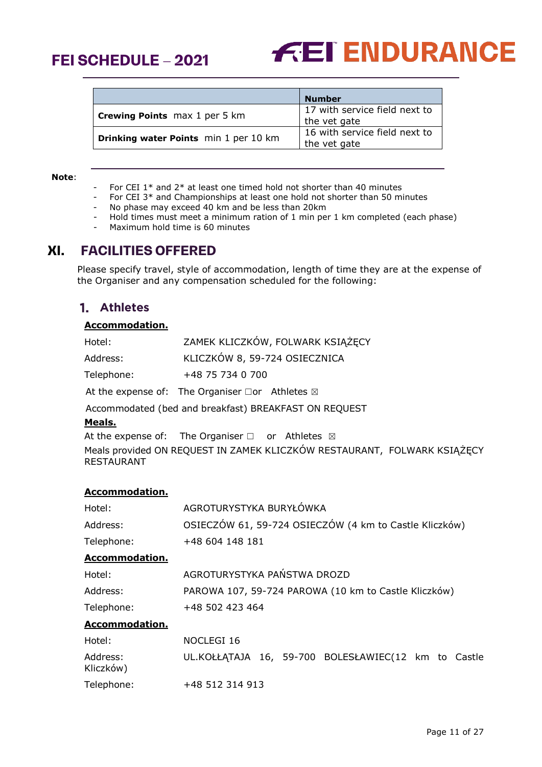| | Number |
|---|---|
| **Crewing Points** max 1 per 5 km | 17 with service field next to the vet gate |
| **Drinking water Points** min 1 per 10 km | 16 with service field next to the vet gate |

**Note**:

- For CEI 1* and 2* at least one timed hold not shorter than 40 minutes
- For CEI 3* and Championships at least one hold not shorter than 50 minutes
- No phase may exceed 40 km and be less than 20km
- Hold times must meet a minimum ration of 1 min per 1 km completed (each phase)
- Maximum hold time is 60 minutes

# XI. FACILITIES OFFERED

Please specify travel, style of accommodation, length of time they are at the expense of the Organiser and any compensation scheduled for the following:

## 1. Athletes

**Accommodation.**

Hotel: ZAMEK KLICZKÓW, FOLWARK KSIĄŻĘCY

Address: KLICZKÓW 8, 59-724 OSIECZNICA

Telephone: +48 75 734 0 700

At the expense of: The Organiser ☐or Athletes ☒

Accommodated (bed and breakfast) BREAKFAST ON REQUEST

**Meals.**

At the expense of: The Organiser ☐ or Athletes ☒

Meals provided ON REQUEST IN ZAMEK KLICZKÓW RESTAURANT, FOLWARK KSIĄŻĘCY RESTAURANT

**Accommodation.**

Hotel: AGROTURYSTYKA BURYŁÓWKA

Address: OSIECZÓW 61, 59-724 OSIECZÓW (4 km to Castle Kliczków)

Telephone: +48 604 148 181

**Accommodation.**

Hotel: AGROTURYSTYKA PAŃSTWA DROZD

Address: PAROWA 107, 59-724 PAROWA (10 km to Castle Kliczków)

Telephone: +48 502 423 464

**Accommodation.**

Hotel: NOCLEGI 16

Address: UL.KOŁŁĄTAJA 16, 59-700 BOLESŁAWIEC(12 km to Castle Kliczków)

Telephone: +48 512 314 913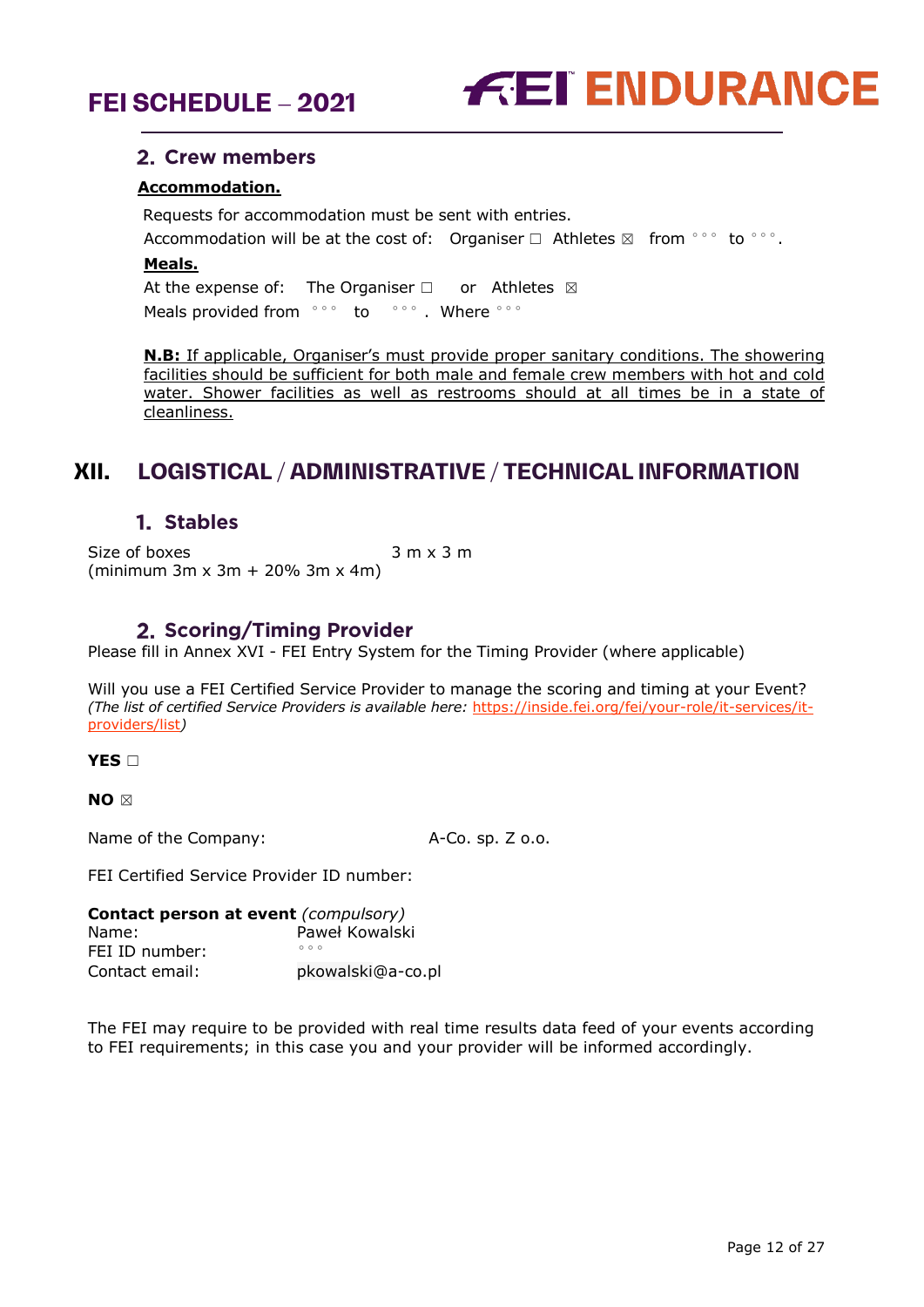## 2. Crew members

**Accommodation.**

Requests for accommodation must be sent with entries.

Accommodation will be at the cost of: Organiser ☐ Athletes ☒ from °°° to °°°.

**Meals.**

At the expense of: The Organiser ☐ or Athletes ☒

Meals provided from °°° to °°°. Where °°°

**N.B:** If applicable, Organiser's must provide proper sanitary conditions. The showering facilities should be sufficient for both male and female crew members with hot and cold water. Shower facilities as well as restrooms should at all times be in a state of cleanliness.

# XII. LOGISTICAL / ADMINISTRATIVE / TECHNICAL INFORMATION

## 1. Stables

Size of boxes 3 m x 3 m
(minimum 3m x 3m + 20% 3m x 4m)

## 2. Scoring/Timing Provider

Please fill in Annex XVI - FEI Entry System for the Timing Provider (where applicable)

Will you use a FEI Certified Service Provider to manage the scoring and timing at your Event?
*(The list of certified Service Providers is available here: https://inside.fei.org/fei/your-role/it-services/it-providers/list)*

**YES** ☐

**NO** ☒

Name of the Company: A-Co. sp. Z o.o.

FEI Certified Service Provider ID number:

**Contact person at event** *(compulsory)*
Name: Paweł Kowalski
FEI ID number: °°°
Contact email: pkowalski@a-co.pl

The FEI may require to be provided with real time results data feed of your events according to FEI requirements; in this case you and your provider will be informed accordingly.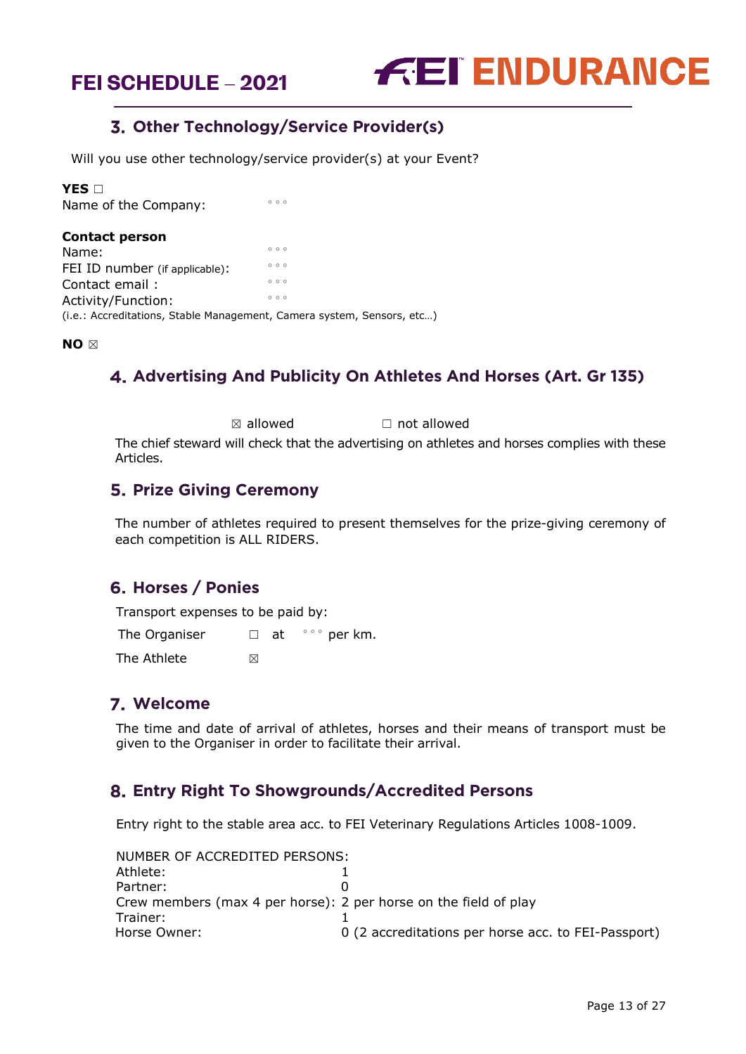## 3. Other Technology/Service Provider(s)

Will you use other technology/service provider(s) at your Event?

**YES** ☐
Name of the Company: °°°

**Contact person**
Name: °°°
FEI ID number (if applicable): °°°
Contact email : °°°
Activity/Function: °°°
(i.e.: Accreditations, Stable Management, Camera system, Sensors, etc…)

**NO** ☒

## 4. Advertising And Publicity On Athletes And Horses (Art. Gr 135)

☒ allowed ☐ not allowed

The chief steward will check that the advertising on athletes and horses complies with these Articles.

## 5. Prize Giving Ceremony

The number of athletes required to present themselves for the prize-giving ceremony of each competition is ALL RIDERS.

## 6. Horses / Ponies

Transport expenses to be paid by:

The Organiser ☐ at °°° per km.

The Athlete ☒

## 7. Welcome

The time and date of arrival of athletes, horses and their means of transport must be given to the Organiser in order to facilitate their arrival.

## 8. Entry Right To Showgrounds/Accredited Persons

Entry right to the stable area acc. to FEI Veterinary Regulations Articles 1008-1009.

NUMBER OF ACCREDITED PERSONS:
Athlete: 1
Partner: 0
Crew members (max 4 per horse): 2 per horse on the field of play
Trainer: 1
Horse Owner: 0 (2 accreditations per horse acc. to FEI-Passport)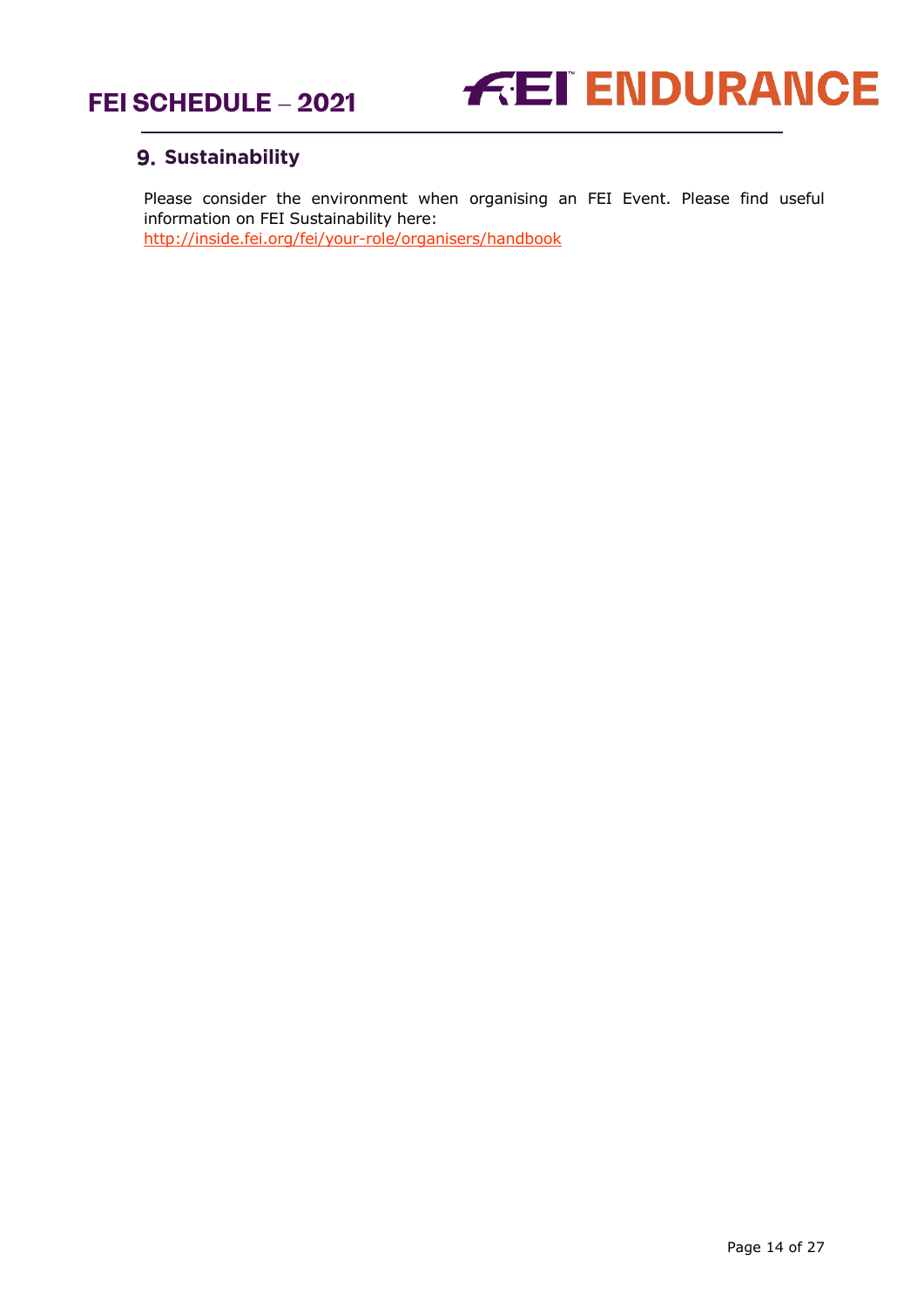## 9. Sustainability

Please consider the environment when organising an FEI Event. Please find useful information on FEI Sustainability here:
http://inside.fei.org/fei/your-role/organisers/handbook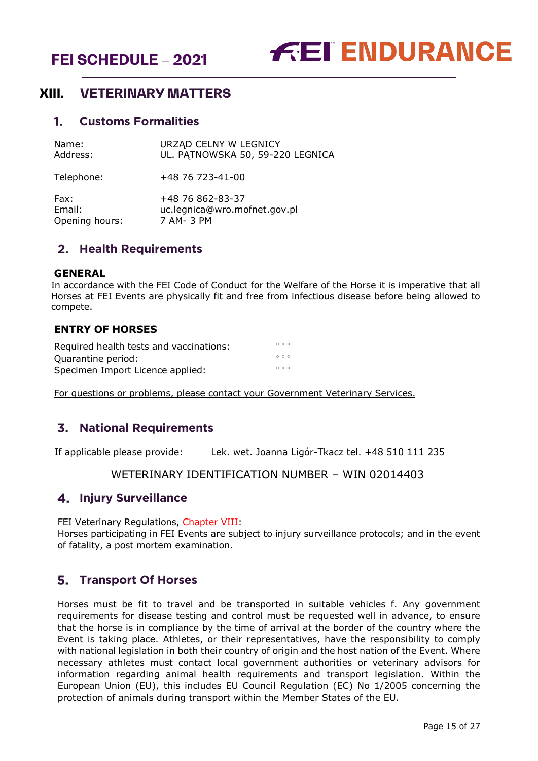# XIII. VETERINARY MATTERS

## 1. Customs Formalities

| | |
|---|---|
| Name: | URZĄD CELNY W LEGNICY |
| Address: | UL. PĄTNOWSKA 50, 59-220 LEGNICA |
| Telephone: | +48 76 723-41-00 |
| Fax: | +48 76 862-83-37 |
| Email: | uc.legnica@wro.mofnet.gov.pl |
| Opening hours: | 7 AM- 3 PM |

## 2. Health Requirements

**GENERAL**

In accordance with the FEI Code of Conduct for the Welfare of the Horse it is imperative that all Horses at FEI Events are physically fit and free from infectious disease before being allowed to compete.

**ENTRY OF HORSES**

| | |
|---|---|
| Required health tests and vaccinations: | ◦◦◦ |
| Quarantine period: | ◦◦◦ |
| Specimen Import Licence applied: | ◦◦◦ |

For questions or problems, please contact your Government Veterinary Services.

## 3. National Requirements

If applicable please provide: Lek. wet. Joanna Ligór-Tkacz tel. +48 510 111 235

WETERINARY IDENTIFICATION NUMBER – WIN 02014403

## 4. Injury Surveillance

FEI Veterinary Regulations, Chapter VIII:
Horses participating in FEI Events are subject to injury surveillance protocols; and in the event of fatality, a post mortem examination.

## 5. Transport Of Horses

Horses must be fit to travel and be transported in suitable vehicles f. Any government requirements for disease testing and control must be requested well in advance, to ensure that the horse is in compliance by the time of arrival at the border of the country where the Event is taking place. Athletes, or their representatives, have the responsibility to comply with national legislation in both their country of origin and the host nation of the Event. Where necessary athletes must contact local government authorities or veterinary advisors for information regarding animal health requirements and transport legislation. Within the European Union (EU), this includes EU Council Regulation (EC) No 1/2005 concerning the protection of animals during transport within the Member States of the EU.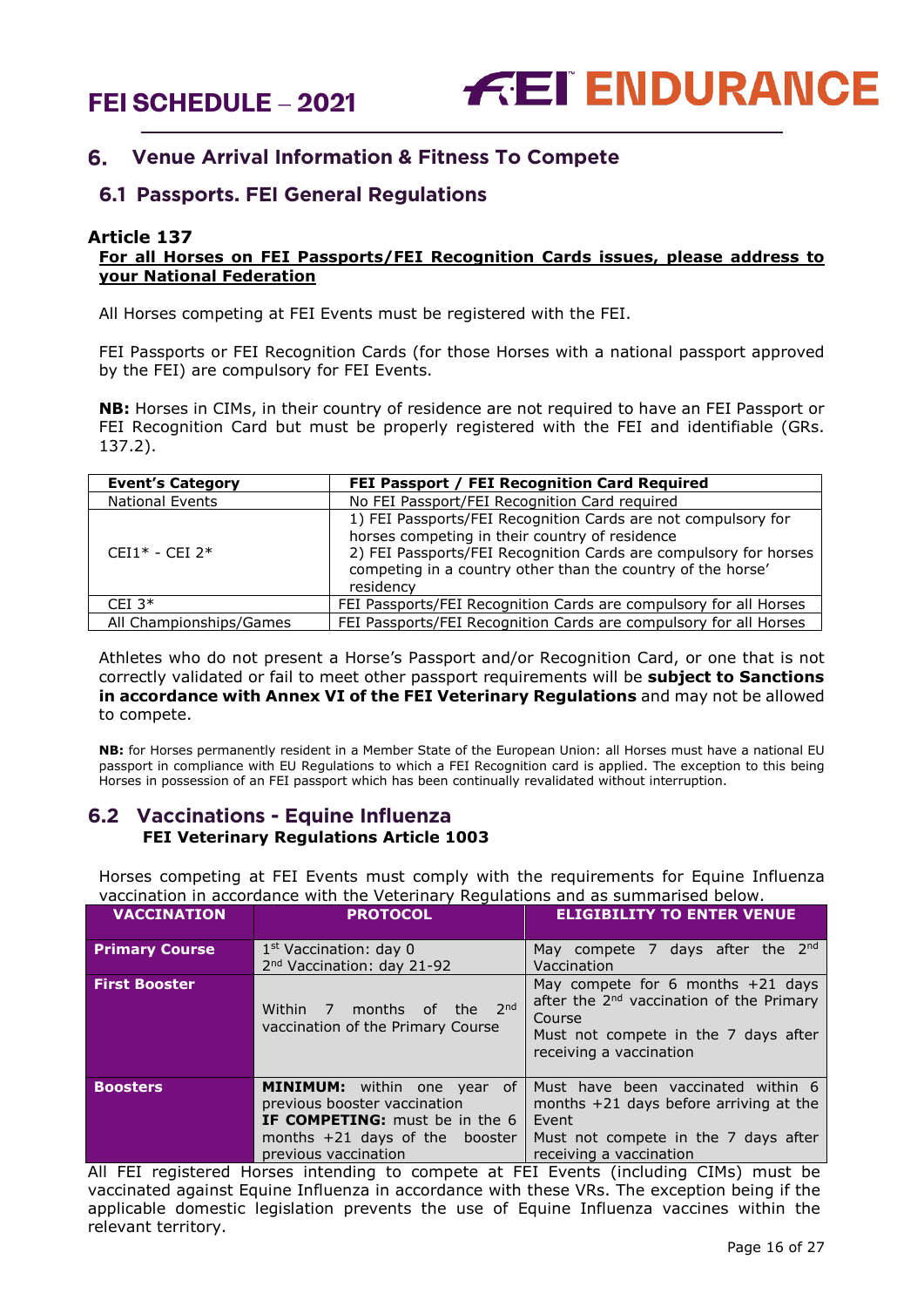## 6. Venue Arrival Information & Fitness To Compete

### 6.1 Passports. FEI General Regulations

**Article 137**

**For all Horses on FEI Passports/FEI Recognition Cards issues, please address to your National Federation**

All Horses competing at FEI Events must be registered with the FEI.

FEI Passports or FEI Recognition Cards (for those Horses with a national passport approved by the FEI) are compulsory for FEI Events.

**NB:** Horses in CIMs, in their country of residence are not required to have an FEI Passport or FEI Recognition Card but must be properly registered with the FEI and identifiable (GRs. 137.2).

| Event's Category | FEI Passport / FEI Recognition Card Required |
|---|---|
| National Events | No FEI Passport/FEI Recognition Card required |
| CEI1* - CEI 2* | 1) FEI Passports/FEI Recognition Cards are not compulsory for horses competing in their country of residence<br>2) FEI Passports/FEI Recognition Cards are compulsory for horses competing in a country other than the country of the horse' residency |
| CEI 3* | FEI Passports/FEI Recognition Cards are compulsory for all Horses |
| All Championships/Games | FEI Passports/FEI Recognition Cards are compulsory for all Horses |

Athletes who do not present a Horse's Passport and/or Recognition Card, or one that is not correctly validated or fail to meet other passport requirements will be **subject to Sanctions in accordance with Annex VI of the FEI Veterinary Regulations** and may not be allowed to compete.

**NB:** for Horses permanently resident in a Member State of the European Union: all Horses must have a national EU passport in compliance with EU Regulations to which a FEI Recognition card is applied. The exception to this being Horses in possession of an FEI passport which has been continually revalidated without interruption.

### 6.2 Vaccinations - Equine Influenza

**FEI Veterinary Regulations Article 1003**

Horses competing at FEI Events must comply with the requirements for Equine Influenza vaccination in accordance with the Veterinary Regulations and as summarised below.

| VACCINATION | PROTOCOL | ELIGIBILITY TO ENTER VENUE |
|---|---|---|
| **Primary Course** | 1st Vaccination: day 0<br>2nd Vaccination: day 21-92 | May compete 7 days after the 2nd Vaccination |
| **First Booster** | Within 7 months of the 2nd vaccination of the Primary Course | May compete for 6 months +21 days after the 2nd vaccination of the Primary Course<br>Must not compete in the 7 days after receiving a vaccination |
| **Boosters** | **MINIMUM:** within one year of previous booster vaccination<br>**IF COMPETING:** must be in the 6 months +21 days of the booster previous vaccination | Must have been vaccinated within 6 months +21 days before arriving at the Event<br>Must not compete in the 7 days after receiving a vaccination |

All FEI registered Horses intending to compete at FEI Events (including CIMs) must be vaccinated against Equine Influenza in accordance with these VRs. The exception being if the applicable domestic legislation prevents the use of Equine Influenza vaccines within the relevant territory.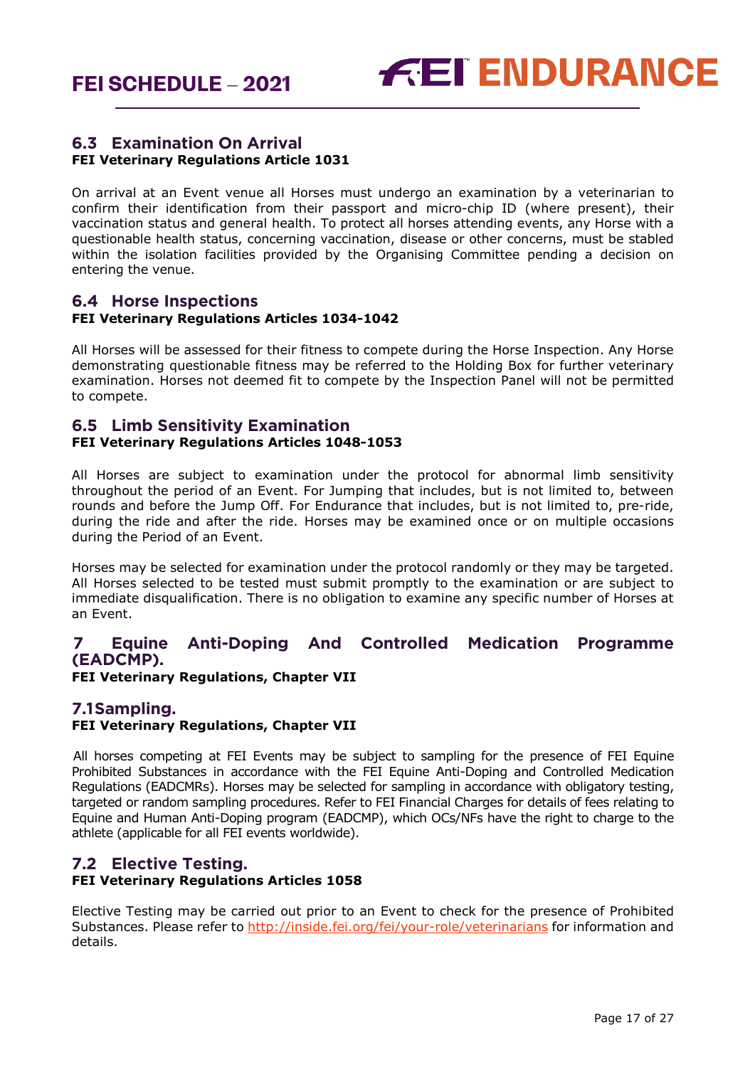## 6.3 Examination On Arrival

**FEI Veterinary Regulations Article 1031**

On arrival at an Event venue all Horses must undergo an examination by a veterinarian to confirm their identification from their passport and micro-chip ID (where present), their vaccination status and general health. To protect all horses attending events, any Horse with a questionable health status, concerning vaccination, disease or other concerns, must be stabled within the isolation facilities provided by the Organising Committee pending a decision on entering the venue.

## 6.4 Horse Inspections

**FEI Veterinary Regulations Articles 1034-1042**

All Horses will be assessed for their fitness to compete during the Horse Inspection. Any Horse demonstrating questionable fitness may be referred to the Holding Box for further veterinary examination. Horses not deemed fit to compete by the Inspection Panel will not be permitted to compete.

## 6.5 Limb Sensitivity Examination

**FEI Veterinary Regulations Articles 1048-1053**

All Horses are subject to examination under the protocol for abnormal limb sensitivity throughout the period of an Event. For Jumping that includes, but is not limited to, between rounds and before the Jump Off. For Endurance that includes, but is not limited to, pre-ride, during the ride and after the ride. Horses may be examined once or on multiple occasions during the Period of an Event.

Horses may be selected for examination under the protocol randomly or they may be targeted. All Horses selected to be tested must submit promptly to the examination or are subject to immediate disqualification. There is no obligation to examine any specific number of Horses at an Event.

# 7 Equine Anti-Doping And Controlled Medication Programme (EADCMP).

**FEI Veterinary Regulations, Chapter VII**

## 7.1Sampling.

**FEI Veterinary Regulations, Chapter VII**

All horses competing at FEI Events may be subject to sampling for the presence of FEI Equine Prohibited Substances in accordance with the FEI Equine Anti-Doping and Controlled Medication Regulations (EADCMRs). Horses may be selected for sampling in accordance with obligatory testing, targeted or random sampling procedures. Refer to FEI Financial Charges for details of fees relating to Equine and Human Anti-Doping program (EADCMP), which OCs/NFs have the right to charge to the athlete (applicable for all FEI events worldwide).

## 7.2 Elective Testing.

**FEI Veterinary Regulations Articles 1058**

Elective Testing may be carried out prior to an Event to check for the presence of Prohibited Substances. Please refer to http://inside.fei.org/fei/your-role/veterinarians for information and details.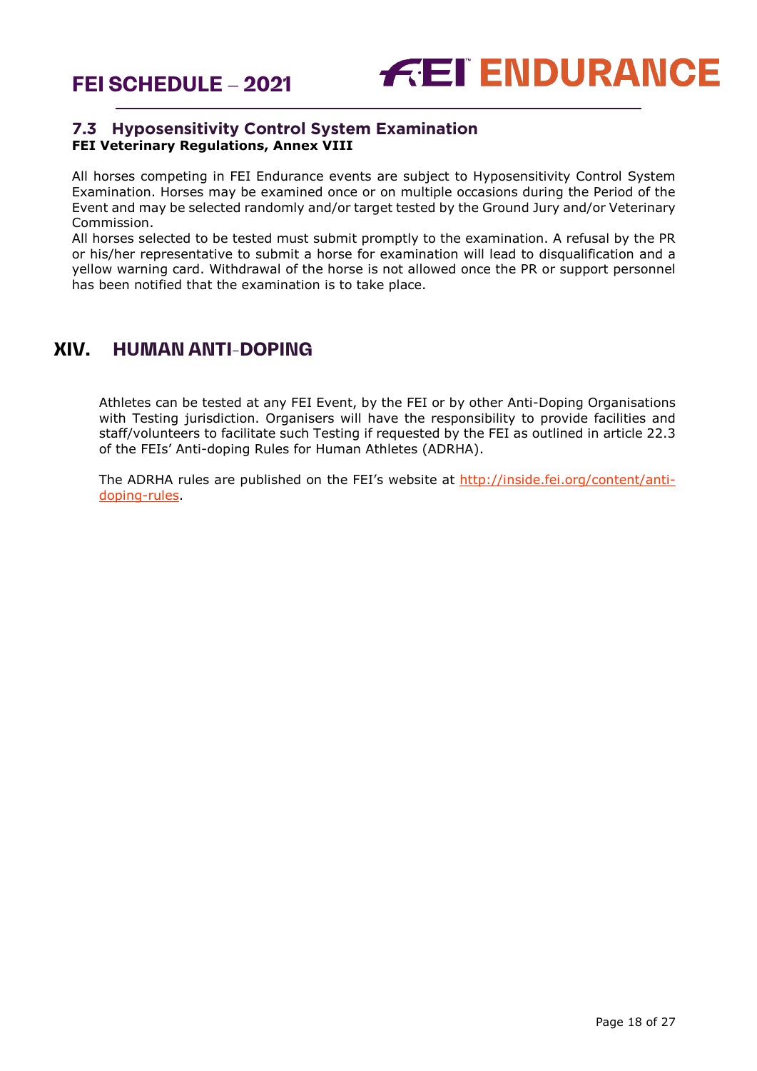### 7.3 Hyposensitivity Control System Examination

**FEI Veterinary Regulations, Annex VIII**

All horses competing in FEI Endurance events are subject to Hyposensitivity Control System Examination. Horses may be examined once or on multiple occasions during the Period of the Event and may be selected randomly and/or target tested by the Ground Jury and/or Veterinary Commission.

All horses selected to be tested must submit promptly to the examination. A refusal by the PR or his/her representative to submit a horse for examination will lead to disqualification and a yellow warning card. Withdrawal of the horse is not allowed once the PR or support personnel has been notified that the examination is to take place.

## XIV. HUMAN ANTI-DOPING

Athletes can be tested at any FEI Event, by the FEI or by other Anti-Doping Organisations with Testing jurisdiction. Organisers will have the responsibility to provide facilities and staff/volunteers to facilitate such Testing if requested by the FEI as outlined in article 22.3 of the FEIs' Anti-doping Rules for Human Athletes (ADRHA).

The ADRHA rules are published on the FEI's website at [http://inside.fei.org/content/anti-doping-rules](http://inside.fei.org/content/anti-doping-rules).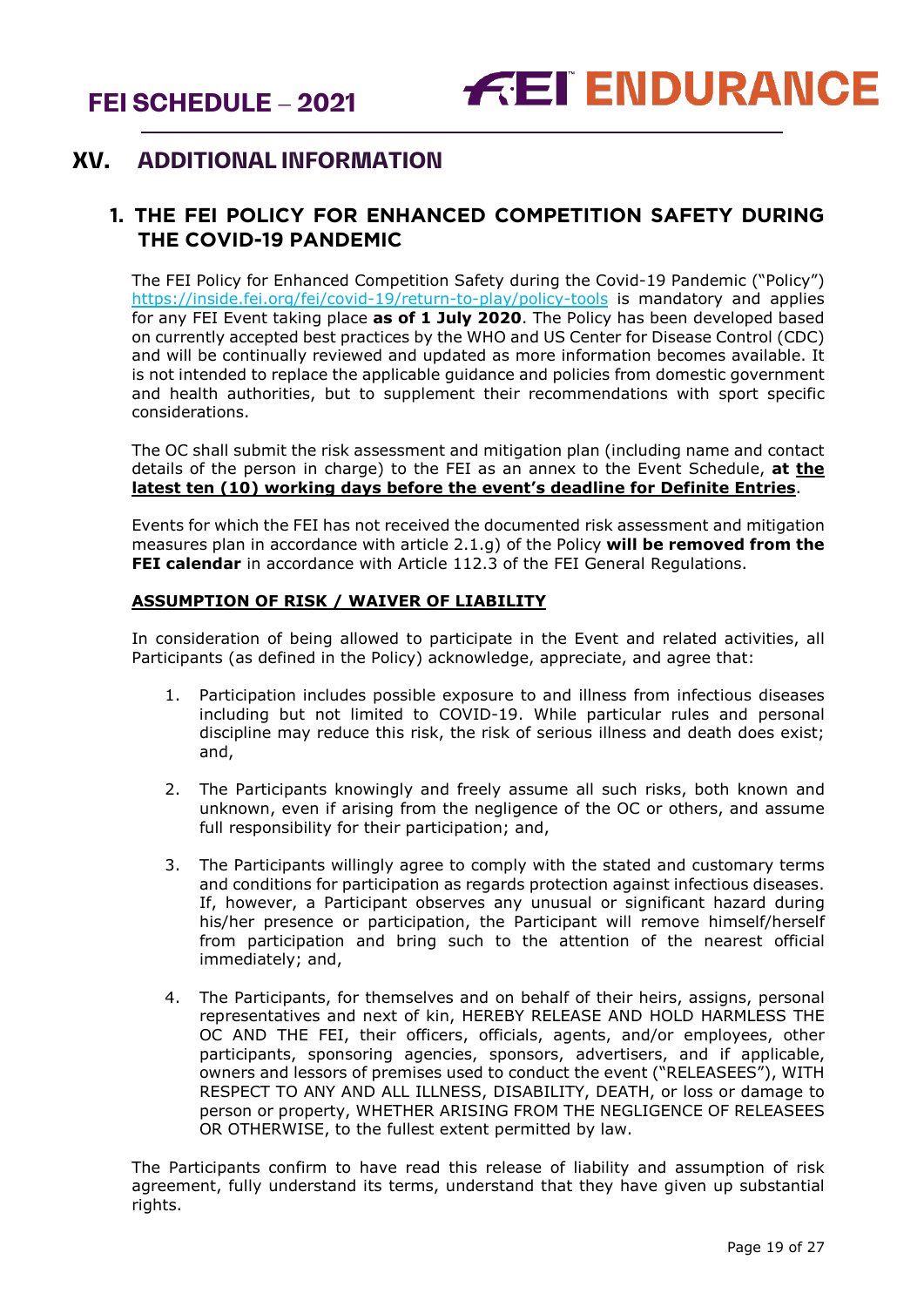# XV. ADDITIONAL INFORMATION

## 1. THE FEI POLICY FOR ENHANCED COMPETITION SAFETY DURING THE COVID-19 PANDEMIC

The FEI Policy for Enhanced Competition Safety during the Covid-19 Pandemic ("Policy") https://inside.fei.org/fei/covid-19/return-to-play/policy-tools is mandatory and applies for any FEI Event taking place **as of 1 July 2020**. The Policy has been developed based on currently accepted best practices by the WHO and US Center for Disease Control (CDC) and will be continually reviewed and updated as more information becomes available. It is not intended to replace the applicable guidance and policies from domestic government and health authorities, but to supplement their recommendations with sport specific considerations.

The OC shall submit the risk assessment and mitigation plan (including name and contact details of the person in charge) to the FEI as an annex to the Event Schedule, **at the latest ten (10) working days before the event's deadline for Definite Entries**.

Events for which the FEI has not received the documented risk assessment and mitigation measures plan in accordance with article 2.1.g) of the Policy **will be removed from the FEI calendar** in accordance with Article 112.3 of the FEI General Regulations.

**ASSUMPTION OF RISK / WAIVER OF LIABILITY**

In consideration of being allowed to participate in the Event and related activities, all Participants (as defined in the Policy) acknowledge, appreciate, and agree that:

1. Participation includes possible exposure to and illness from infectious diseases including but not limited to COVID-19. While particular rules and personal discipline may reduce this risk, the risk of serious illness and death does exist; and,

2. The Participants knowingly and freely assume all such risks, both known and unknown, even if arising from the negligence of the OC or others, and assume full responsibility for their participation; and,

3. The Participants willingly agree to comply with the stated and customary terms and conditions for participation as regards protection against infectious diseases. If, however, a Participant observes any unusual or significant hazard during his/her presence or participation, the Participant will remove himself/herself from participation and bring such to the attention of the nearest official immediately; and,

4. The Participants, for themselves and on behalf of their heirs, assigns, personal representatives and next of kin, HEREBY RELEASE AND HOLD HARMLESS THE OC AND THE FEI, their officers, officials, agents, and/or employees, other participants, sponsoring agencies, sponsors, advertisers, and if applicable, owners and lessors of premises used to conduct the event ("RELEASEES"), WITH RESPECT TO ANY AND ALL ILLNESS, DISABILITY, DEATH, or loss or damage to person or property, WHETHER ARISING FROM THE NEGLIGENCE OF RELEASEES OR OTHERWISE, to the fullest extent permitted by law.

The Participants confirm to have read this release of liability and assumption of risk agreement, fully understand its terms, understand that they have given up substantial rights.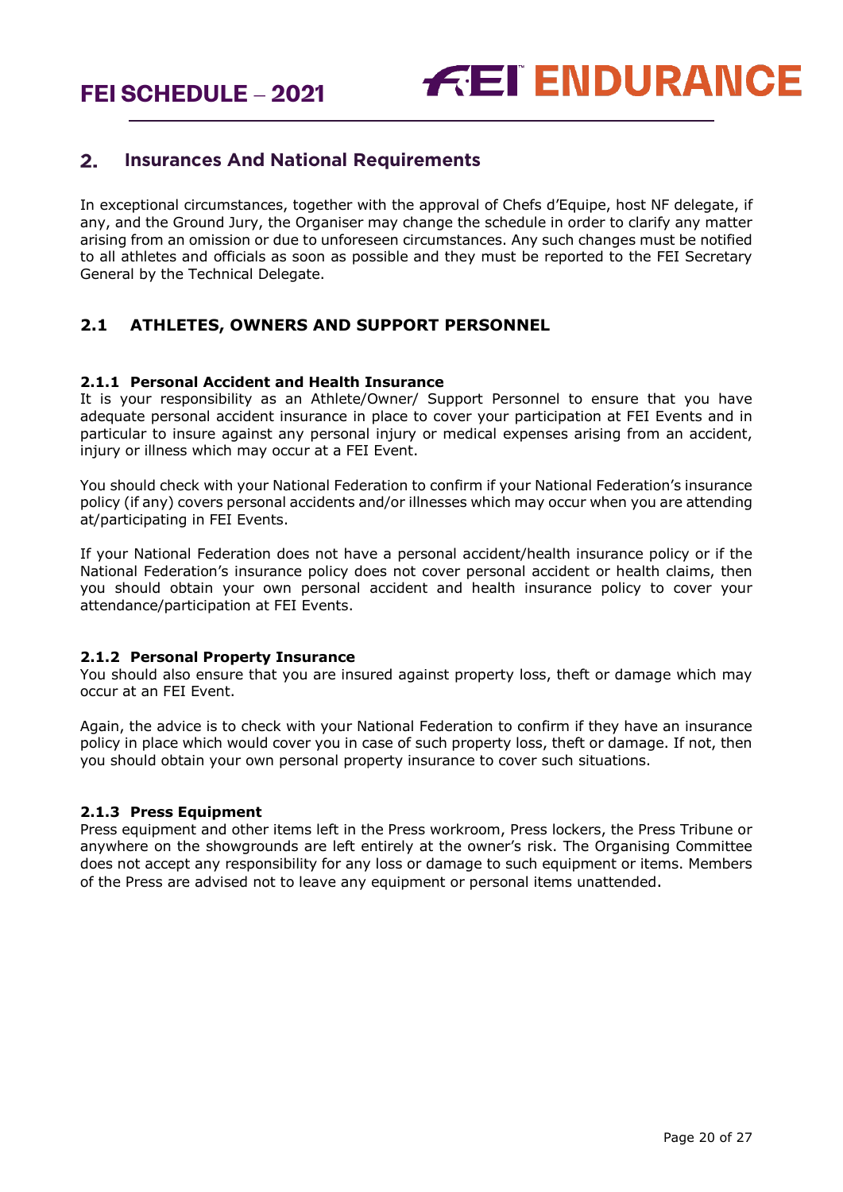## 2. Insurances And National Requirements

In exceptional circumstances, together with the approval of Chefs d'Equipe, host NF delegate, if any, and the Ground Jury, the Organiser may change the schedule in order to clarify any matter arising from an omission or due to unforeseen circumstances. Any such changes must be notified to all athletes and officials as soon as possible and they must be reported to the FEI Secretary General by the Technical Delegate.

### 2.1 ATHLETES, OWNERS AND SUPPORT PERSONNEL

#### 2.1.1 Personal Accident and Health Insurance

It is your responsibility as an Athlete/Owner/ Support Personnel to ensure that you have adequate personal accident insurance in place to cover your participation at FEI Events and in particular to insure against any personal injury or medical expenses arising from an accident, injury or illness which may occur at a FEI Event.

You should check with your National Federation to confirm if your National Federation's insurance policy (if any) covers personal accidents and/or illnesses which may occur when you are attending at/participating in FEI Events.

If your National Federation does not have a personal accident/health insurance policy or if the National Federation's insurance policy does not cover personal accident or health claims, then you should obtain your own personal accident and health insurance policy to cover your attendance/participation at FEI Events.

#### 2.1.2 Personal Property Insurance

You should also ensure that you are insured against property loss, theft or damage which may occur at an FEI Event.

Again, the advice is to check with your National Federation to confirm if they have an insurance policy in place which would cover you in case of such property loss, theft or damage. If not, then you should obtain your own personal property insurance to cover such situations.

#### 2.1.3 Press Equipment

Press equipment and other items left in the Press workroom, Press lockers, the Press Tribune or anywhere on the showgrounds are left entirely at the owner's risk. The Organising Committee does not accept any responsibility for any loss or damage to such equipment or items. Members of the Press are advised not to leave any equipment or personal items unattended.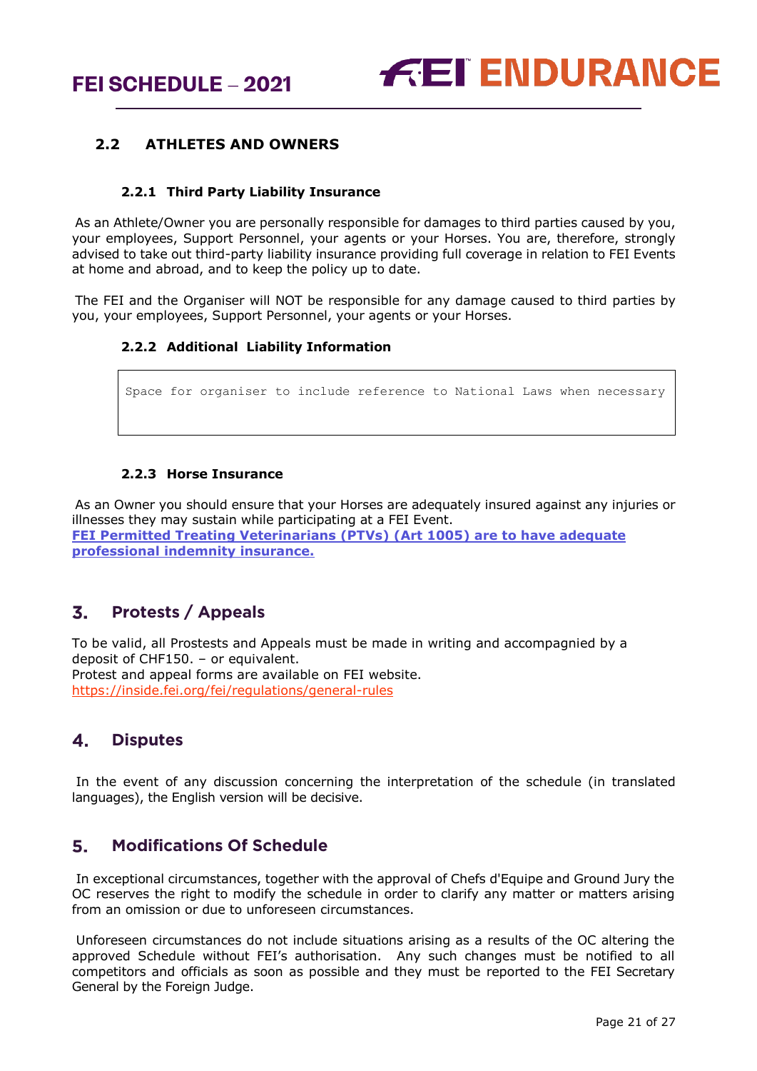### 2.2 ATHLETES AND OWNERS

#### 2.2.1 Third Party Liability Insurance

As an Athlete/Owner you are personally responsible for damages to third parties caused by you, your employees, Support Personnel, your agents or your Horses. You are, therefore, strongly advised to take out third-party liability insurance providing full coverage in relation to FEI Events at home and abroad, and to keep the policy up to date.

The FEI and the Organiser will NOT be responsible for any damage caused to third parties by you, your employees, Support Personnel, your agents or your Horses.

#### 2.2.2 Additional Liability Information

```
Space for organiser to include reference to National Laws when necessary
```

#### 2.2.3 Horse Insurance

As an Owner you should ensure that your Horses are adequately insured against any injuries or illnesses they may sustain while participating at a FEI Event.
**FEI Permitted Treating Veterinarians (PTVs) (Art 1005) are to have adequate professional indemnity insurance.**

## 3. Protests / Appeals

To be valid, all Prostests and Appeals must be made in writing and accompagnied by a deposit of CHF150. – or equivalent.
Protest and appeal forms are available on FEI website.
https://inside.fei.org/fei/regulations/general-rules

## 4. Disputes

In the event of any discussion concerning the interpretation of the schedule (in translated languages), the English version will be decisive.

## 5. Modifications Of Schedule

In exceptional circumstances, together with the approval of Chefs d'Equipe and Ground Jury the OC reserves the right to modify the schedule in order to clarify any matter or matters arising from an omission or due to unforeseen circumstances.

Unforeseen circumstances do not include situations arising as a results of the OC altering the approved Schedule without FEI's authorisation. Any such changes must be notified to all competitors and officials as soon as possible and they must be reported to the FEI Secretary General by the Foreign Judge.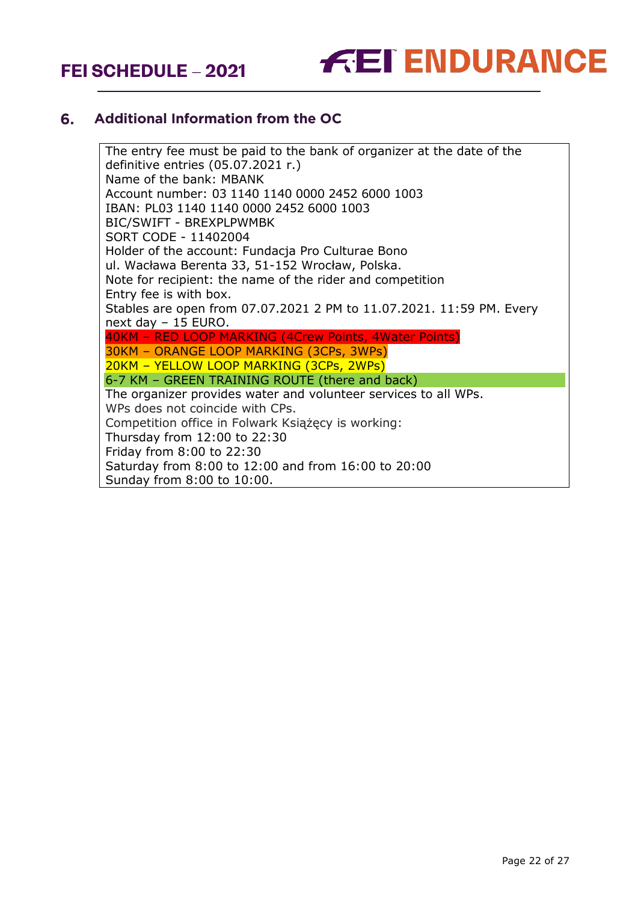## 6. Additional Information from the OC

The entry fee must be paid to the bank of organizer at the date of the definitive entries (05.07.2021 r.)
Name of the bank: MBANK
Account number: 03 1140 1140 0000 2452 6000 1003
IBAN: PL03 1140 1140 0000 2452 6000 1003
BIC/SWIFT - BREXPLPWMBK
SORT CODE - 11402004
Holder of the account: Fundacja Pro Culturae Bono
ul. Wacława Berenta 33, 51-152 Wrocław, Polska.
Note for recipient: the name of the rider and competition
Entry fee is with box.
Stables are open from 07.07.2021 2 PM to 11.07.2021. 11:59 PM. Every next day – 15 EURO.
40KM – RED LOOP MARKING (4Crew Points, 4Water Points)
30KM – ORANGE LOOP MARKING (3CPs, 3WPs)
20KM – YELLOW LOOP MARKING (3CPs, 2WPs)
6-7 KM – GREEN TRAINING ROUTE (there and back)
The organizer provides water and volunteer services to all WPs.
WPs does not coincide with CPs.
Competition office in Folwark Książęcy is working:
Thursday from 12:00 to 22:30
Friday from 8:00 to 22:30
Saturday from 8:00 to 12:00 and from 16:00 to 20:00
Sunday from 8:00 to 10:00.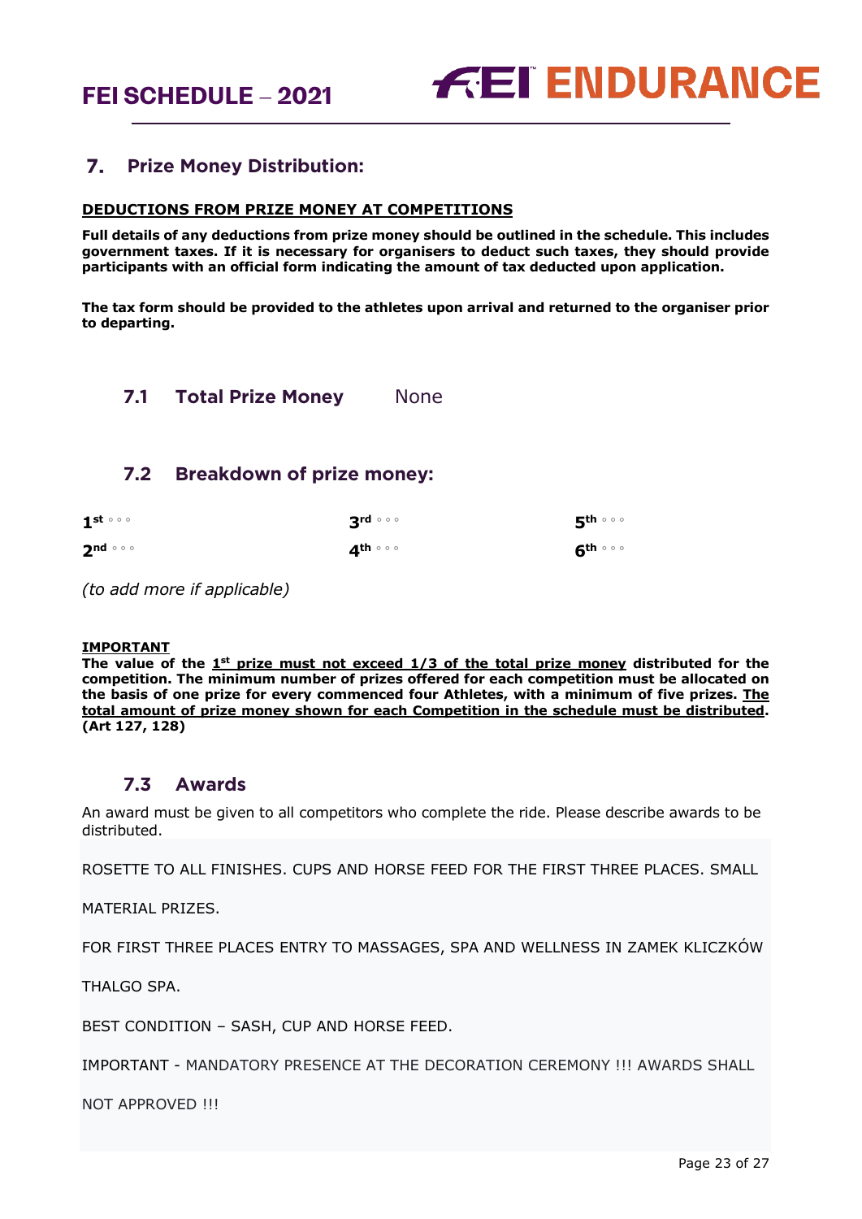## 7. Prize Money Distribution:

**DEDUCTIONS FROM PRIZE MONEY AT COMPETITIONS**

**Full details of any deductions from prize money should be outlined in the schedule. This includes government taxes. If it is necessary for organisers to deduct such taxes, they should provide participants with an official form indicating the amount of tax deducted upon application.**

**The tax form should be provided to the athletes upon arrival and returned to the organiser prior to departing.**

### 7.1 Total Prize Money None

### 7.2 Breakdown of prize money:

| | | |
|---|---|---|
| 1st ◦◦◦ | 3rd ◦◦◦ | 5th ◦◦◦ |
| 2nd ◦◦◦ | 4th ◦◦◦ | 6th ◦◦◦ |

*(to add more if applicable)*

**IMPORTANT**
**The value of the 1st prize must not exceed 1/3 of the total prize money distributed for the competition. The minimum number of prizes offered for each competition must be allocated on the basis of one prize for every commenced four Athletes, with a minimum of five prizes. The total amount of prize money shown for each Competition in the schedule must be distributed. (Art 127, 128)**

### 7.3 Awards

An award must be given to all competitors who complete the ride. Please describe awards to be distributed.

ROSETTE TO ALL FINISHES. CUPS AND HORSE FEED FOR THE FIRST THREE PLACES. SMALL MATERIAL PRIZES.

FOR FIRST THREE PLACES ENTRY TO MASSAGES, SPA AND WELLNESS IN ZAMEK KLICZKÓW THALGO SPA.

BEST CONDITION – SASH, CUP AND HORSE FEED.

IMPORTANT - MANDATORY PRESENCE AT THE DECORATION CEREMONY !!! AWARDS SHALL NOT APPROVED !!!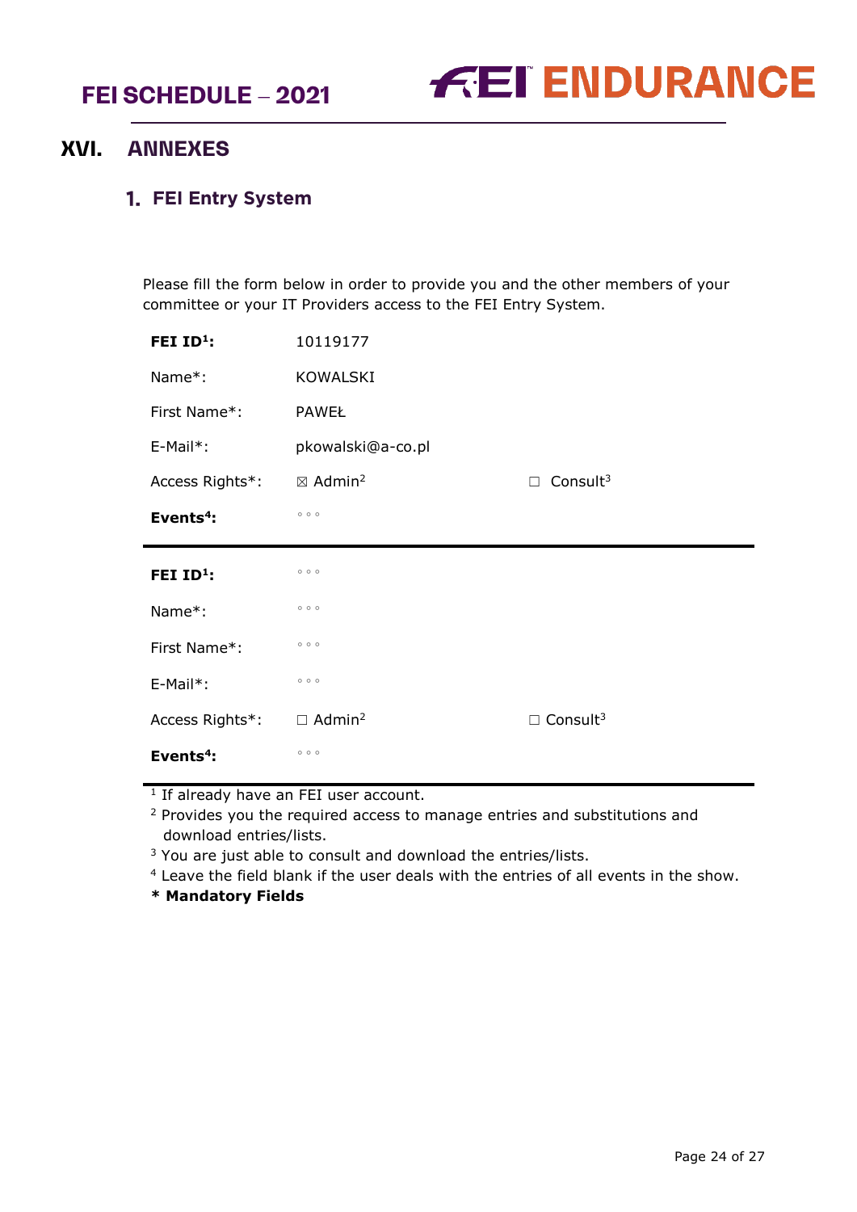# XVI. ANNEXES

## 1. FEI Entry System

Please fill the form below in order to provide you and the other members of your committee or your IT Providers access to the FEI Entry System.

| | | |
|---|---|---|
| **FEI ID[1]:** | 10119177 | |
| Name*: | KOWALSKI | |
| First Name*: | PAWEŁ | |
| E-Mail*: | pkowalski@a-co.pl | |
| Access Rights*: | ☒ Admin[2] | ☐ Consult[3] |
| **Events[4]:** | ◦◦◦ | |

| | | |
|---|---|---|
| **FEI ID[1]:** | ◦◦◦ | |
| Name*: | ◦◦◦ | |
| First Name*: | ◦◦◦ | |
| E-Mail*: | ◦◦◦ | |
| Access Rights*: | ☐ Admin[2] | ☐ Consult[3] |
| **Events[4]:** | ◦◦◦ | |

[1] If already have an FEI user account.
[2] Provides you the required access to manage entries and substitutions and download entries/lists.
[3] You are just able to consult and download the entries/lists.
[4] Leave the field blank if the user deals with the entries of all events in the show.
**\* Mandatory Fields**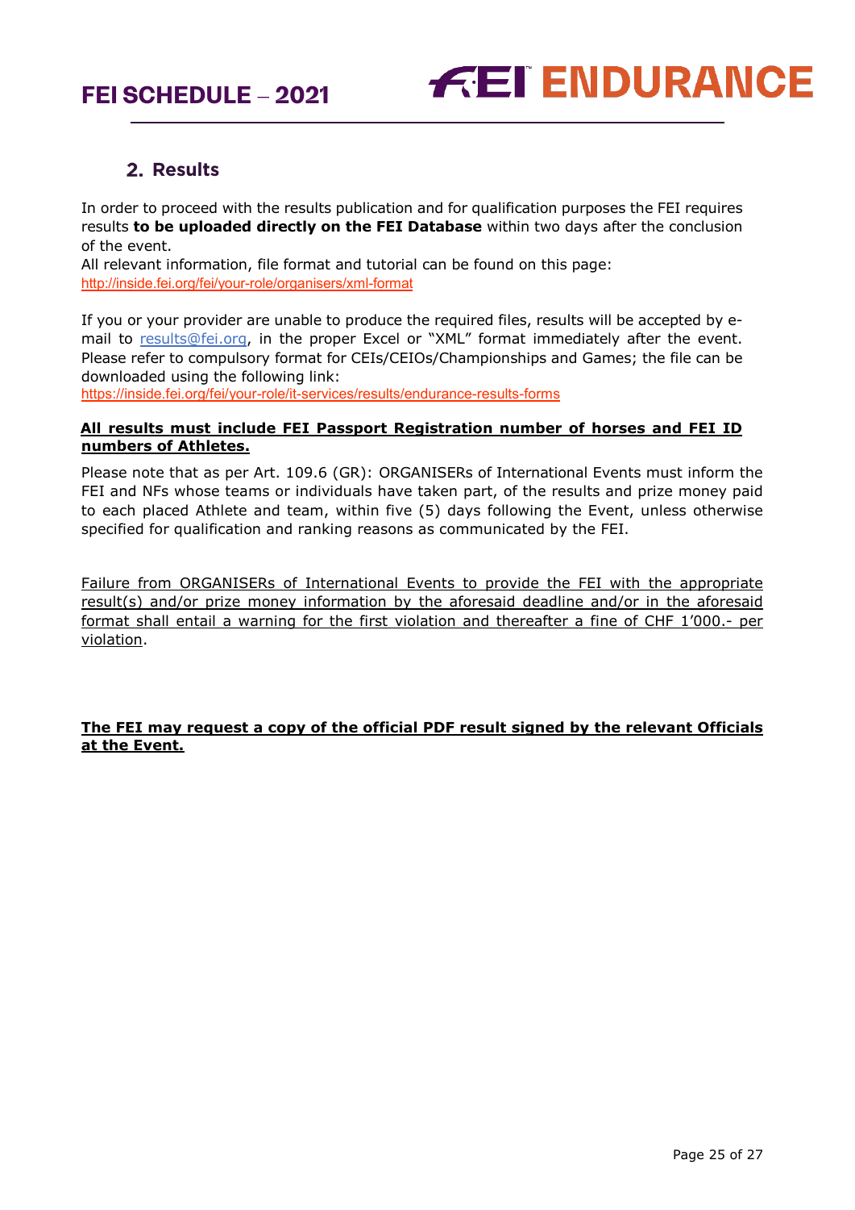## 2. Results

In order to proceed with the results publication and for qualification purposes the FEI requires results **to be uploaded directly on the FEI Database** within two days after the conclusion of the event.
All relevant information, file format and tutorial can be found on this page:
http://inside.fei.org/fei/your-role/organisers/xml-format

If you or your provider are unable to produce the required files, results will be accepted by e-mail to results@fei.org, in the proper Excel or "XML" format immediately after the event. Please refer to compulsory format for CEIs/CEIOs/Championships and Games; the file can be downloaded using the following link:
https://inside.fei.org/fei/your-role/it-services/results/endurance-results-forms

**All results must include FEI Passport Registration number of horses and FEI ID numbers of Athletes.**

Please note that as per Art. 109.6 (GR): ORGANISERs of International Events must inform the FEI and NFs whose teams or individuals have taken part, of the results and prize money paid to each placed Athlete and team, within five (5) days following the Event, unless otherwise specified for qualification and ranking reasons as communicated by the FEI.

Failure from ORGANISERs of International Events to provide the FEI with the appropriate result(s) and/or prize money information by the aforesaid deadline and/or in the aforesaid format shall entail a warning for the first violation and thereafter a fine of CHF 1'000.- per violation.

**The FEI may request a copy of the official PDF result signed by the relevant Officials at the Event.**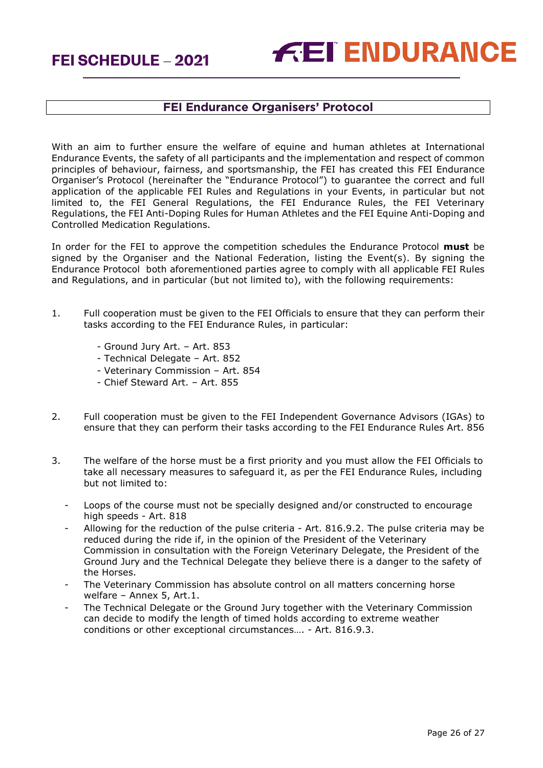## FEI Endurance Organisers' Protocol

With an aim to further ensure the welfare of equine and human athletes at International Endurance Events, the safety of all participants and the implementation and respect of common principles of behaviour, fairness, and sportsmanship, the FEI has created this FEI Endurance Organiser's Protocol (hereinafter the "Endurance Protocol") to guarantee the correct and full application of the applicable FEI Rules and Regulations in your Events, in particular but not limited to, the FEI General Regulations, the FEI Endurance Rules, the FEI Veterinary Regulations, the FEI Anti-Doping Rules for Human Athletes and the FEI Equine Anti-Doping and Controlled Medication Regulations.

In order for the FEI to approve the competition schedules the Endurance Protocol **must** be signed by the Organiser and the National Federation, listing the Event(s). By signing the Endurance Protocol both aforementioned parties agree to comply with all applicable FEI Rules and Regulations, and in particular (but not limited to), with the following requirements:

1. Full cooperation must be given to the FEI Officials to ensure that they can perform their tasks according to the FEI Endurance Rules, in particular:
   - Ground Jury Art. – Art. 853
   - Technical Delegate – Art. 852
   - Veterinary Commission – Art. 854
   - Chief Steward Art. – Art. 855

2. Full cooperation must be given to the FEI Independent Governance Advisors (IGAs) to ensure that they can perform their tasks according to the FEI Endurance Rules Art. 856

3. The welfare of the horse must be a first priority and you must allow the FEI Officials to take all necessary measures to safeguard it, as per the FEI Endurance Rules, including but not limited to:
   - Loops of the course must not be specially designed and/or constructed to encourage high speeds - Art. 818
   - Allowing for the reduction of the pulse criteria - Art. 816.9.2. The pulse criteria may be reduced during the ride if, in the opinion of the President of the Veterinary Commission in consultation with the Foreign Veterinary Delegate, the President of the Ground Jury and the Technical Delegate they believe there is a danger to the safety of the Horses.
   - The Veterinary Commission has absolute control on all matters concerning horse welfare – Annex 5, Art.1.
   - The Technical Delegate or the Ground Jury together with the Veterinary Commission can decide to modify the length of timed holds according to extreme weather conditions or other exceptional circumstances…. - Art. 816.9.3.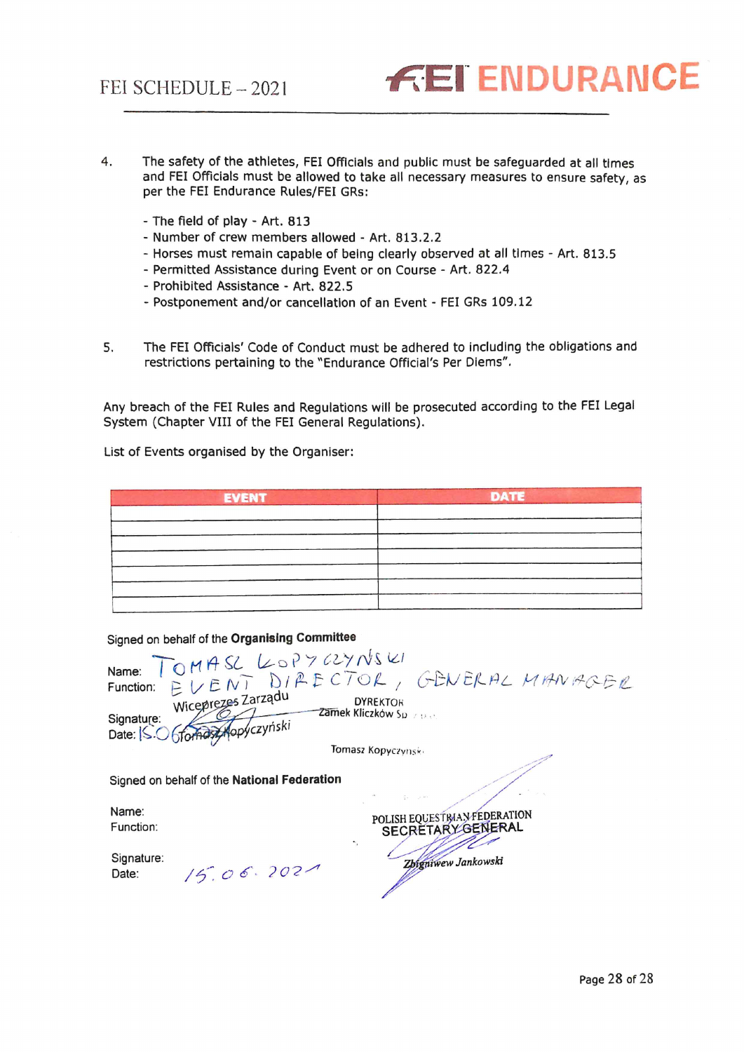4. The safety of the athletes, FEI Officials and public must be safeguarded at all times and FEI Officials must be allowed to take all necessary measures to ensure safety, as per the FEI Endurance Rules/FEI GRs:

   - The field of play - Art. 813
   - Number of crew members allowed - Art. 813.2.2
   - Horses must remain capable of being clearly observed at all times - Art. 813.5
   - Permitted Assistance during Event or on Course - Art. 822.4
   - Prohibited Assistance - Art. 822.5
   - Postponement and/or cancellation of an Event - FEI GRs 109.12

5. The FEI Officials' Code of Conduct must be adhered to including the obligations and restrictions pertaining to the "Endurance Official's Per Diems".

Any breach of the FEI Rules and Regulations will be prosecuted according to the FEI Legal System (Chapter VIII of the FEI General Regulations).

List of Events organised by the Organiser:

| EVENT | DATE |
|---|---|
| | |
| | |
| | |
| | |
| | |
| | |
| | |

Signed on behalf of the **Organising Committee**

Name: TOMASZ KOPYCZYNSKI
Function: EVENT DIRECTOR, GENERAL MANAGER
Signature: Wiceprezes Zarządu Tomasz Kopyczyński; DYREKTOR Zamek Kliczków Sp. z o.o. Tomasz Kopyczyński
Date: 15.06

Signed on behalf of the **National Federation**

Name:
Function:
Signature: POLISH EQUESTRIAN FEDERATION SECRETARY GENERAL Zbigniew Jankowski
Date: 15.06.2021